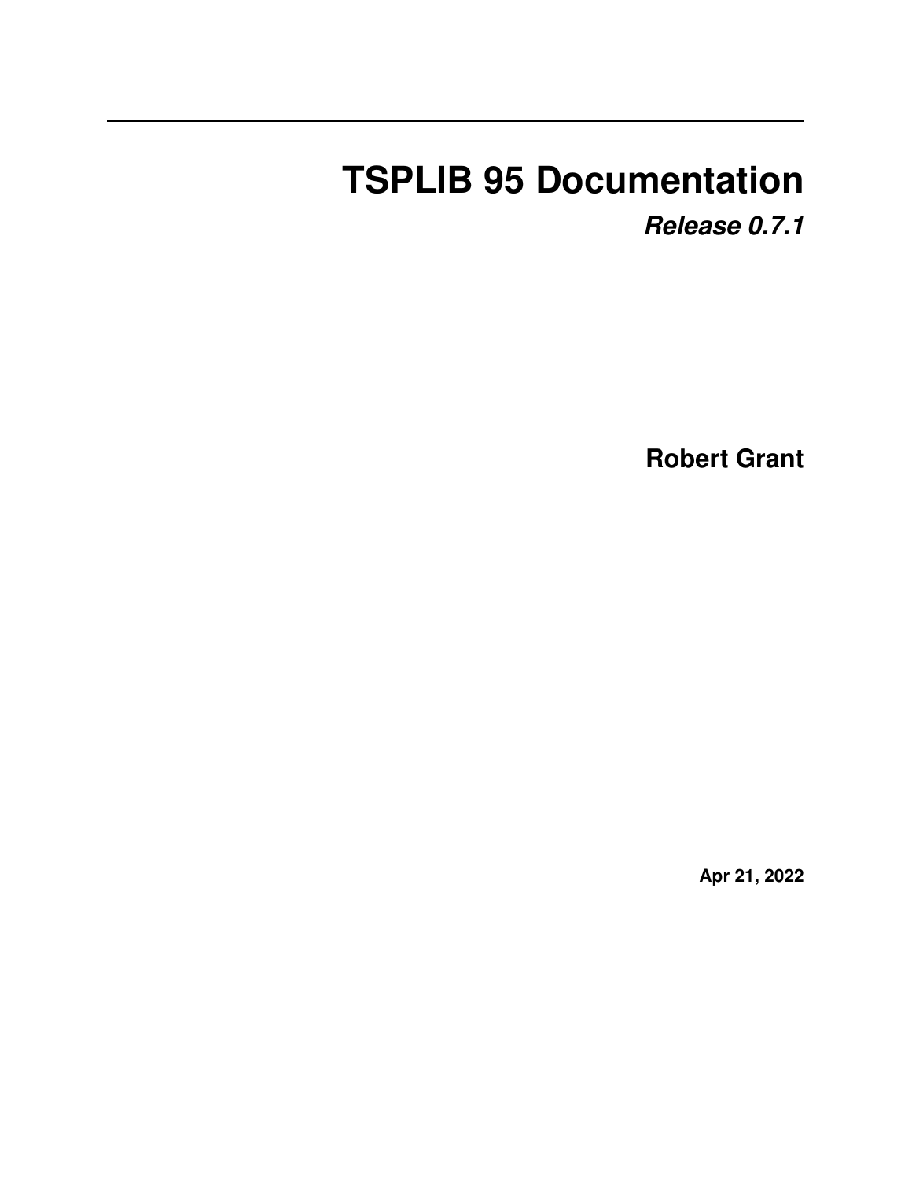# TSPLIB 95 Documentation

***Release 0.7.1***

**Robert Grant**

**Apr 21, 2022**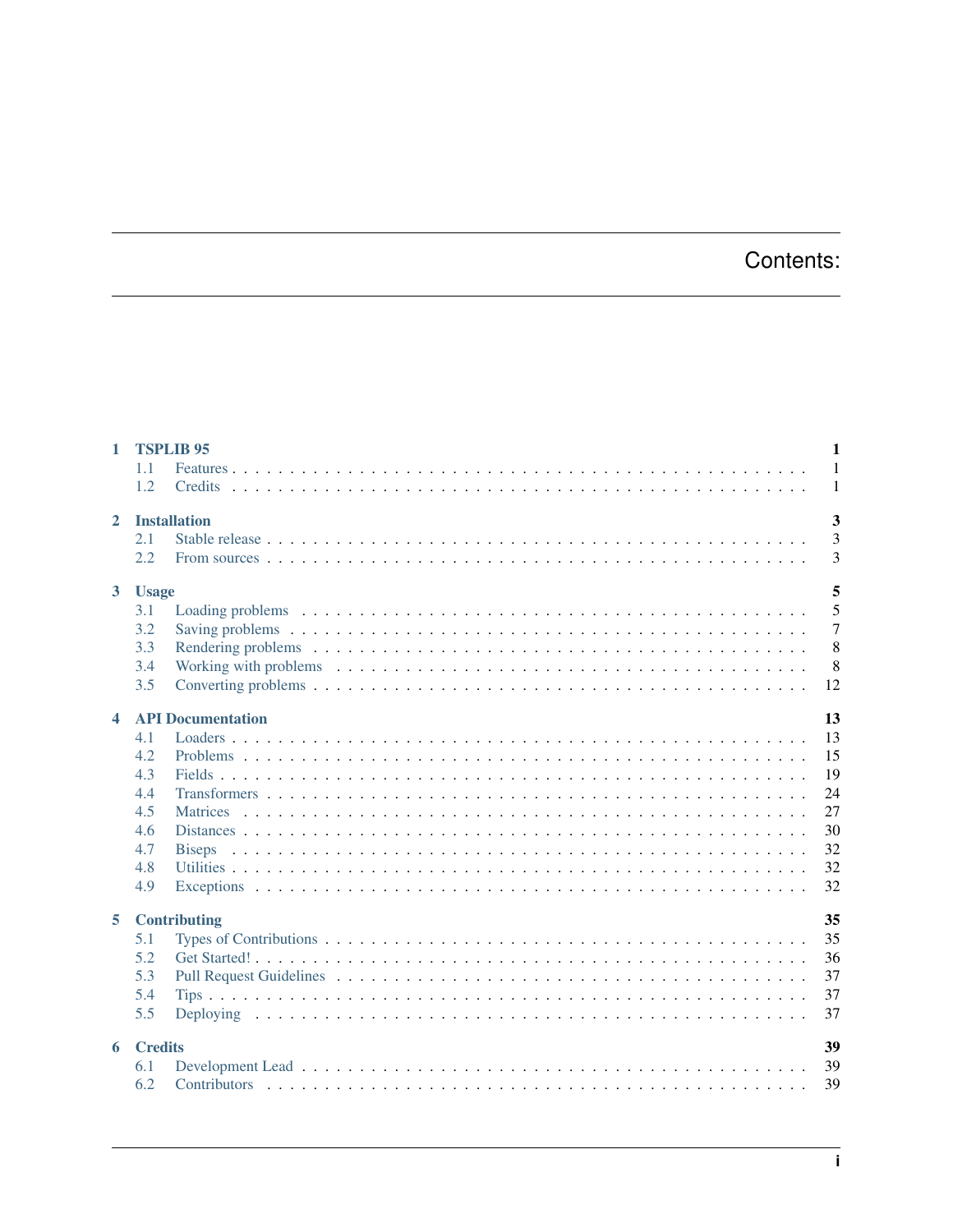# Contents:

- **1 TSPLIB 95** — 1
  - 1.1 Features — 1
  - 1.2 Credits — 1
- **2 Installation** — 3
  - 2.1 Stable release — 3
  - 2.2 From sources — 3
- **3 Usage** — 5
  - 3.1 Loading problems — 5
  - 3.2 Saving problems — 7
  - 3.3 Rendering problems — 8
  - 3.4 Working with problems — 8
  - 3.5 Converting problems — 12
- **4 API Documentation** — 13
  - 4.1 Loaders — 13
  - 4.2 Problems — 15
  - 4.3 Fields — 19
  - 4.4 Transformers — 24
  - 4.5 Matrices — 27
  - 4.6 Distances — 30
  - 4.7 Biseps — 32
  - 4.8 Utilities — 32
  - 4.9 Exceptions — 32
- **5 Contributing** — 35
  - 5.1 Types of Contributions — 35
  - 5.2 Get Started! — 36
  - 5.3 Pull Request Guidelines — 37
  - 5.4 Tips — 37
  - 5.5 Deploying — 37
- **6 Credits** — 39
  - 6.1 Development Lead — 39
  - 6.2 Contributors — 39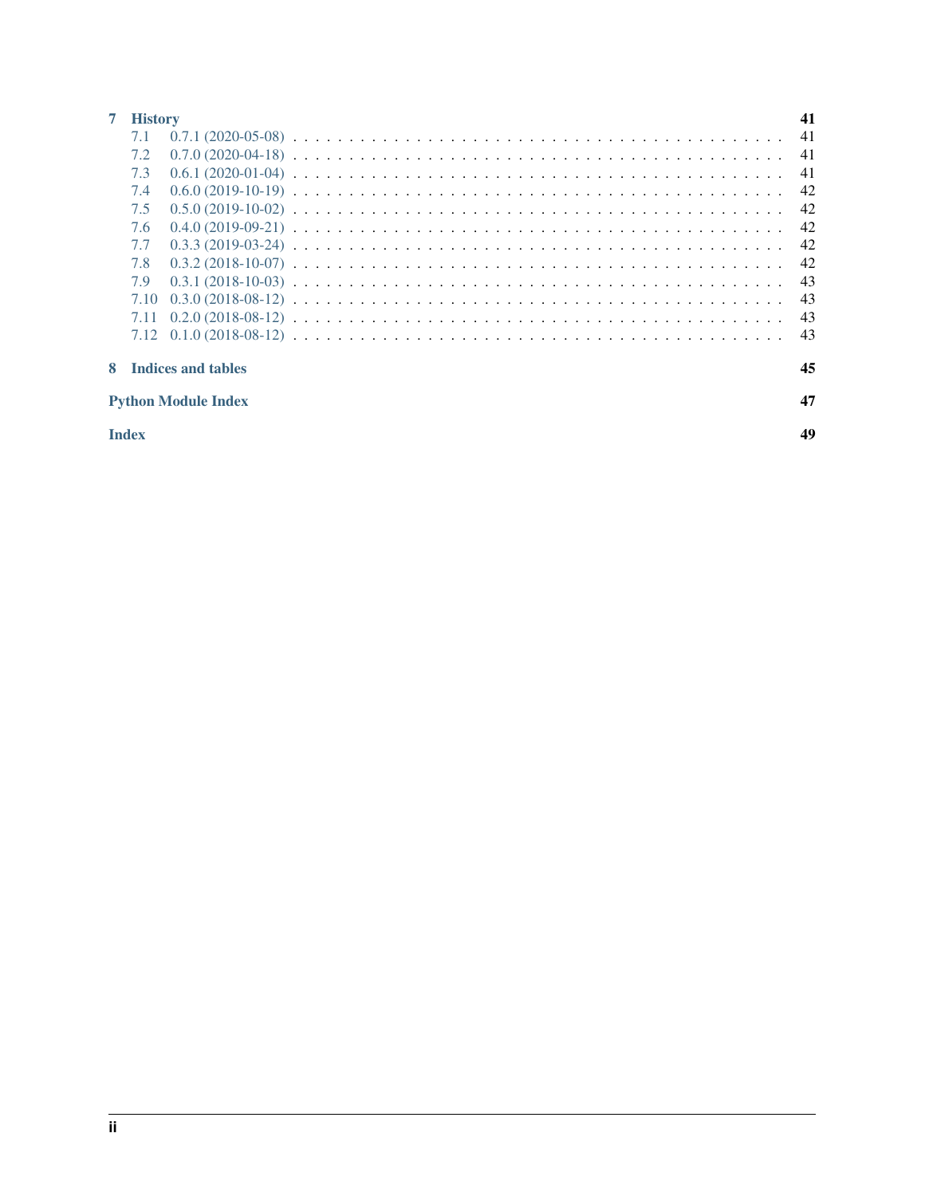- **7 History** 41
  - 7.1 0.7.1 (2020-05-08) 41
  - 7.2 0.7.0 (2020-04-18) 41
  - 7.3 0.6.1 (2020-01-04) 41
  - 7.4 0.6.0 (2019-10-19) 42
  - 7.5 0.5.0 (2019-10-02) 42
  - 7.6 0.4.0 (2019-09-21) 42
  - 7.7 0.3.3 (2019-03-24) 42
  - 7.8 0.3.2 (2018-10-07) 42
  - 7.9 0.3.1 (2018-10-03) 43
  - 7.10 0.3.0 (2018-08-12) 43
  - 7.11 0.2.0 (2018-08-12) 43
  - 7.12 0.1.0 (2018-08-12) 43
- **8 Indices and tables** 45
- **Python Module Index** 47
- **Index** 49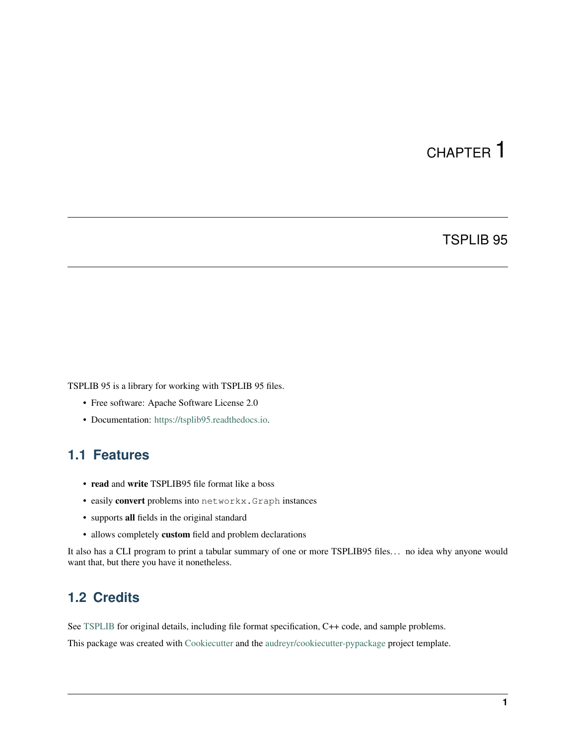# CHAPTER 1

# TSPLIB 95

TSPLIB 95 is a library for working with TSPLIB 95 files.

- Free software: Apache Software License 2.0
- Documentation: https://tsplib95.readthedocs.io.

## 1.1 Features

- **read** and **write** TSPLIB95 file format like a boss
- easily **convert** problems into `networkx.Graph` instances
- supports **all** fields in the original standard
- allows completely **custom** field and problem declarations

It also has a CLI program to print a tabular summary of one or more TSPLIB95 files. . . no idea why anyone would want that, but there you have it nonetheless.

## 1.2 Credits

See TSPLIB for original details, including file format specification, C++ code, and sample problems.

This package was created with Cookiecutter and the audreyr/cookiecutter-pypackage project template.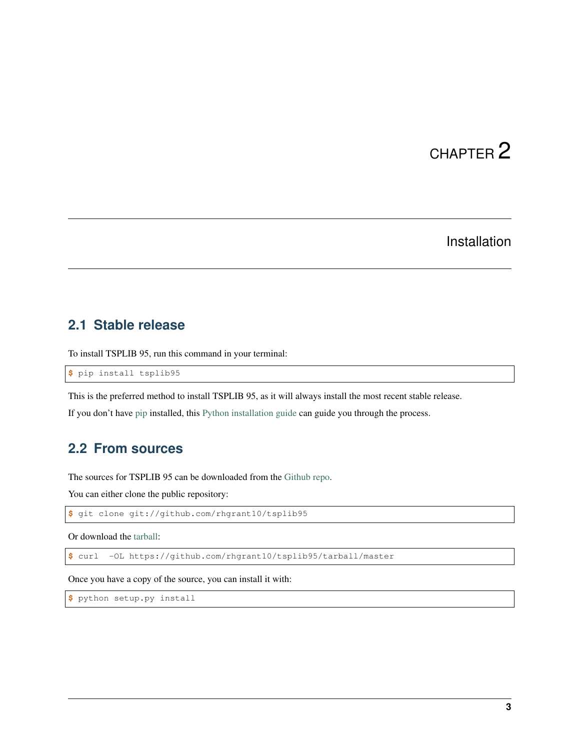# CHAPTER 2

# Installation

## 2.1 Stable release

To install TSPLIB 95, run this command in your terminal:

```
$ pip install tsplib95
```

This is the preferred method to install TSPLIB 95, as it will always install the most recent stable release.

If you don't have pip installed, this Python installation guide can guide you through the process.

## 2.2 From sources

The sources for TSPLIB 95 can be downloaded from the Github repo.

You can either clone the public repository:

```
$ git clone git://github.com/rhgrant10/tsplib95
```

Or download the tarball:

```
$ curl  -OL https://github.com/rhgrant10/tsplib95/tarball/master
```

Once you have a copy of the source, you can install it with:

```
$ python setup.py install
```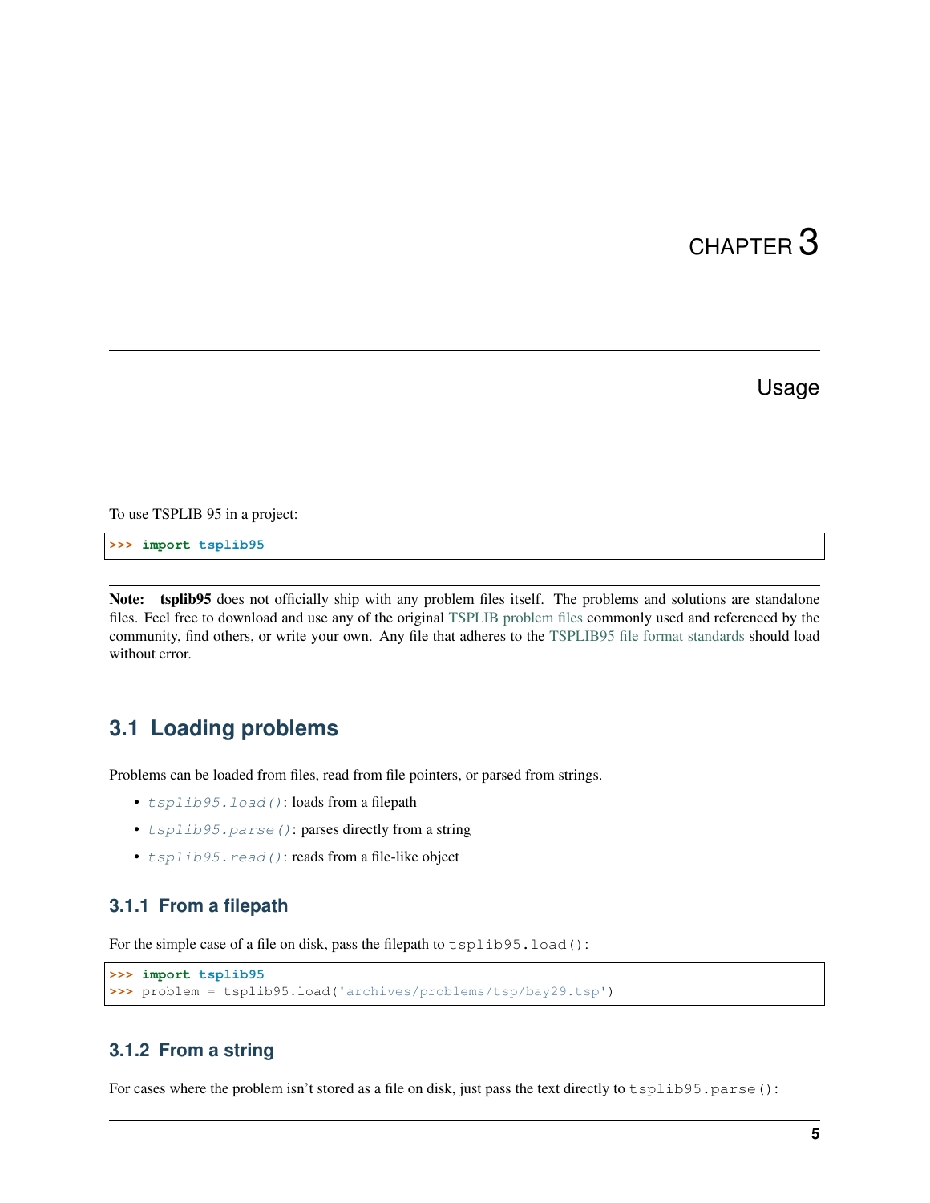# CHAPTER 3

## Usage

To use TSPLIB 95 in a project:

```
>>> import tsplib95
```

**Note:** **tsplib95** does not officially ship with any problem files itself. The problems and solutions are standalone files. Feel free to download and use any of the original TSPLIB problem files commonly used and referenced by the community, find others, or write your own. Any file that adheres to the TSPLIB95 file format standards should load without error.

### 3.1 Loading problems

Problems can be loaded from files, read from file pointers, or parsed from strings.

- `tsplib95.load()`: loads from a filepath
- `tsplib95.parse()`: parses directly from a string
- `tsplib95.read()`: reads from a file-like object

#### 3.1.1 From a filepath

For the simple case of a file on disk, pass the filepath to `tsplib95.load()`:

```
>>> import tsplib95
>>> problem = tsplib95.load('archives/problems/tsp/bay29.tsp')
```

#### 3.1.2 From a string

For cases where the problem isn't stored as a file on disk, just pass the text directly to `tsplib95.parse()`: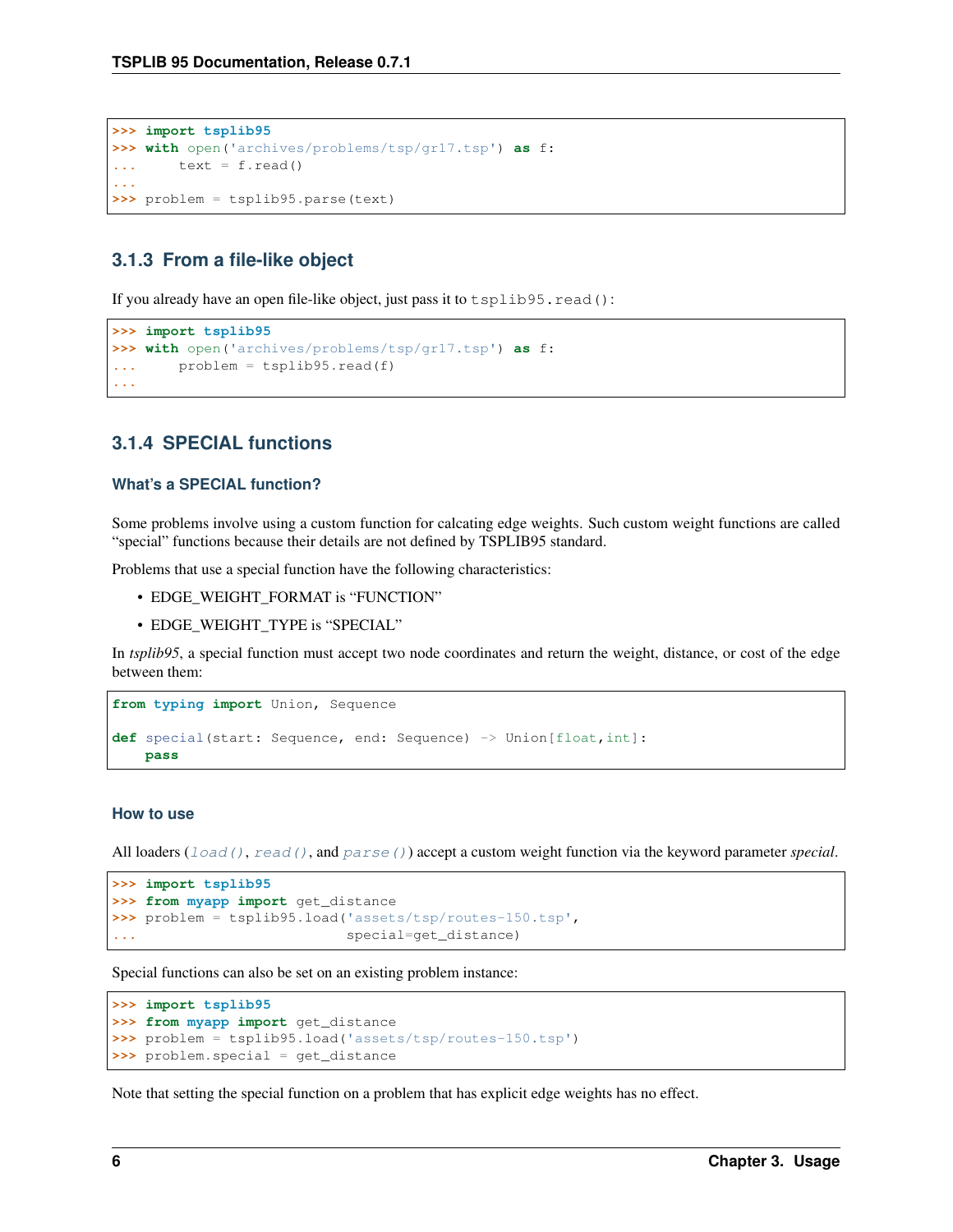```
>>> import tsplib95
>>> with open('archives/problems/tsp/gr17.tsp') as f:
...     text = f.read()
...
>>> problem = tsplib95.parse(text)
```

### 3.1.3 From a file-like object

If you already have an open file-like object, just pass it to `tsplib95.read()`:

```
>>> import tsplib95
>>> with open('archives/problems/tsp/gr17.tsp') as f:
...     problem = tsplib95.read(f)
...
```

### 3.1.4 SPECIAL functions

#### What's a SPECIAL function?

Some problems involve using a custom function for calcating edge weights. Such custom weight functions are called "special" functions because their details are not defined by TSPLIB95 standard.

Problems that use a special function have the following characteristics:

- EDGE_WEIGHT_FORMAT is "FUNCTION"
- EDGE_WEIGHT_TYPE is "SPECIAL"

In *tsplib95*, a special function must accept two node coordinates and return the weight, distance, or cost of the edge between them:

```
from typing import Union, Sequence

def special(start: Sequence, end: Sequence) -> Union[float,int]:
    pass
```

#### How to use

All loaders (`load()`, `read()`, and `parse()`) accept a custom weight function via the keyword parameter *special*.

```
>>> import tsplib95
>>> from myapp import get_distance
>>> problem = tsplib95.load('assets/tsp/routes-150.tsp',
...                         special=get_distance)
```

Special functions can also be set on an existing problem instance:

```
>>> import tsplib95
>>> from myapp import get_distance
>>> problem = tsplib95.load('assets/tsp/routes-150.tsp')
>>> problem.special = get_distance
```

Note that setting the special function on a problem that has explicit edge weights has no effect.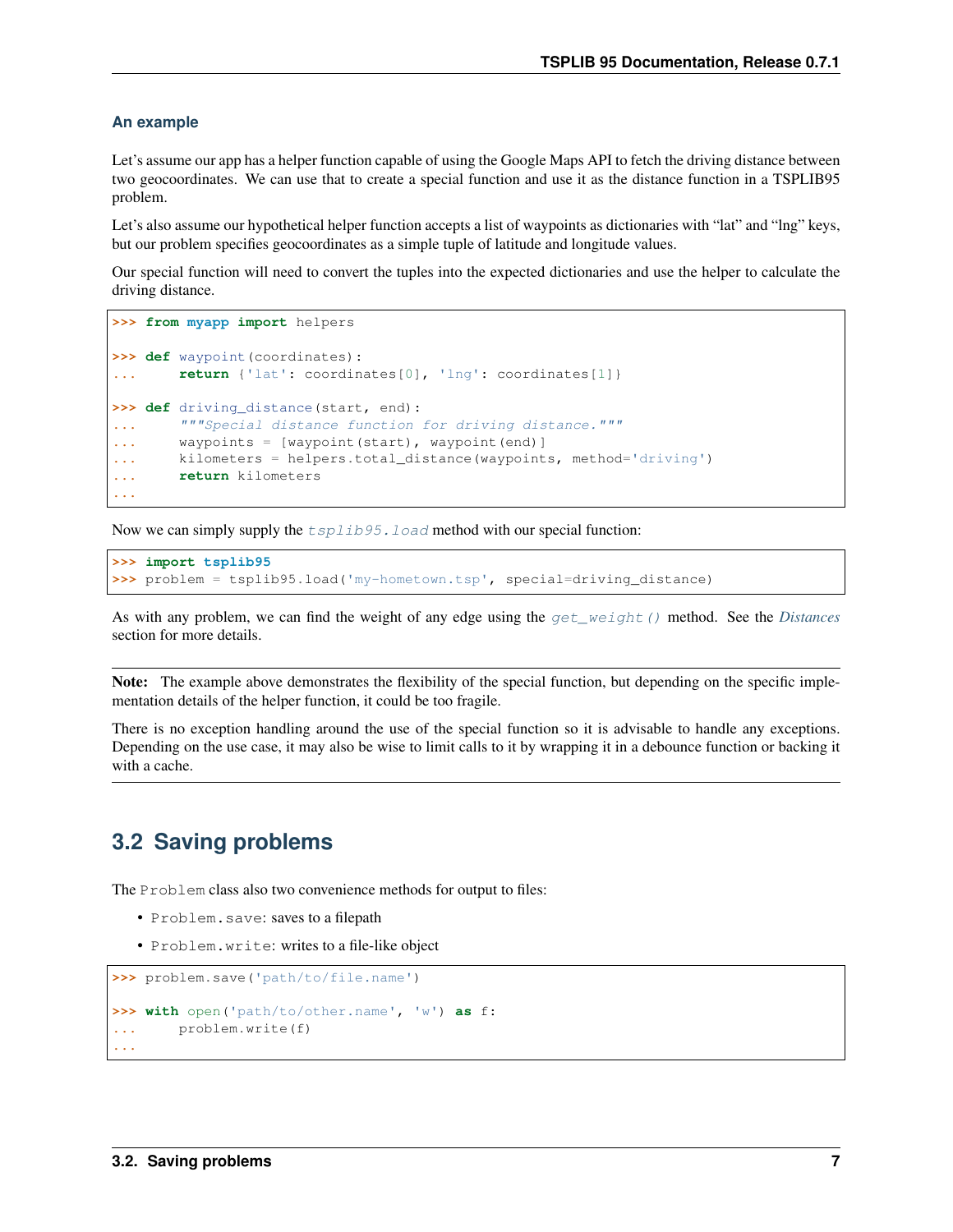### An example

Let's assume our app has a helper function capable of using the Google Maps API to fetch the driving distance between two geocoordinates. We can use that to create a special function and use it as the distance function in a TSPLIB95 problem.

Let's also assume our hypothetical helper function accepts a list of waypoints as dictionaries with "lat" and "lng" keys, but our problem specifies geocoordinates as a simple tuple of latitude and longitude values.

Our special function will need to convert the tuples into the expected dictionaries and use the helper to calculate the driving distance.

```
>>> from myapp import helpers

>>> def waypoint(coordinates):
...     return {'lat': coordinates[0], 'lng': coordinates[1]}

>>> def driving_distance(start, end):
...     """Special distance function for driving distance."""
...     waypoints = [waypoint(start), waypoint(end)]
...     kilometers = helpers.total_distance(waypoints, method='driving')
...     return kilometers
...
```

Now we can simply supply the *tsplib95.load* method with our special function:

```
>>> import tsplib95
>>> problem = tsplib95.load('my-hometown.tsp', special=driving_distance)
```

As with any problem, we can find the weight of any edge using the *get_weight()* method. See the *Distances* section for more details.

**Note:** The example above demonstrates the flexibility of the special function, but depending on the specific implementation details of the helper function, it could be too fragile.

There is no exception handling around the use of the special function so it is advisable to handle any exceptions. Depending on the use case, it may also be wise to limit calls to it by wrapping it in a debounce function or backing it with a cache.

## 3.2 Saving problems

The `Problem` class also two convenience methods for output to files:

- `Problem.save`: saves to a filepath
- `Problem.write`: writes to a file-like object

```
>>> problem.save('path/to/file.name')

>>> with open('path/to/other.name', 'w') as f:
...     problem.write(f)
...
```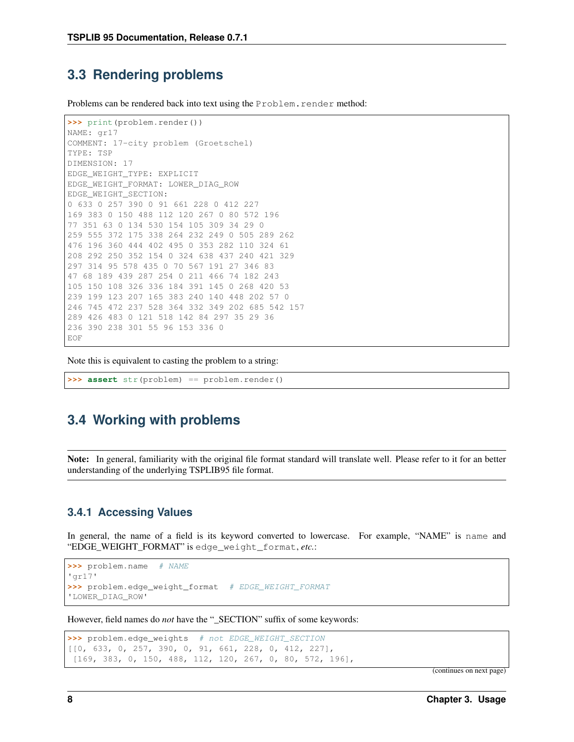## 3.3 Rendering problems

Problems can be rendered back into text using the `Problem.render` method:

```
>>> print(problem.render())
NAME: gr17
COMMENT: 17-city problem (Groetschel)
TYPE: TSP
DIMENSION: 17
EDGE_WEIGHT_TYPE: EXPLICIT
EDGE_WEIGHT_FORMAT: LOWER_DIAG_ROW
EDGE_WEIGHT_SECTION:
0 633 0 257 390 0 91 661 228 0 412 227
169 383 0 150 488 112 120 267 0 80 572 196
77 351 63 0 134 530 154 105 309 34 29 0
259 555 372 175 338 264 232 249 0 505 289 262
476 196 360 444 402 495 0 353 282 110 324 61
208 292 250 352 154 0 324 638 437 240 421 329
297 314 95 578 435 0 70 567 191 27 346 83
47 68 189 439 287 254 0 211 466 74 182 243
105 150 108 326 336 184 391 145 0 268 420 53
239 199 123 207 165 383 240 140 448 202 57 0
246 745 472 237 528 364 332 349 202 685 542 157
289 426 483 0 121 518 142 84 297 35 29 36
236 390 238 301 55 96 153 336 0
EOF
```

Note this is equivalent to casting the problem to a string:

```
>>> assert str(problem) == problem.render()
```

## 3.4 Working with problems

**Note:** In general, familiarity with the original file format standard will translate well. Please refer to it for an better understanding of the underlying TSPLIB95 file format.

### 3.4.1 Accessing Values

In general, the name of a field is its keyword converted to lowercase. For example, "NAME" is `name` and "EDGE_WEIGHT_FORMAT" is `edge_weight_format`, *etc.*:

```
>>> problem.name  # NAME
'gr17'
>>> problem.edge_weight_format  # EDGE_WEIGHT_FORMAT
'LOWER_DIAG_ROW'
```

However, field names do *not* have the "_SECTION" suffix of some keywords:

```
>>> problem.edge_weights  # not EDGE_WEIGHT_SECTION
[[0, 633, 0, 257, 390, 0, 91, 661, 228, 0, 412, 227],
 [169, 383, 0, 150, 488, 112, 120, 267, 0, 80, 572, 196],
```

(continues on next page)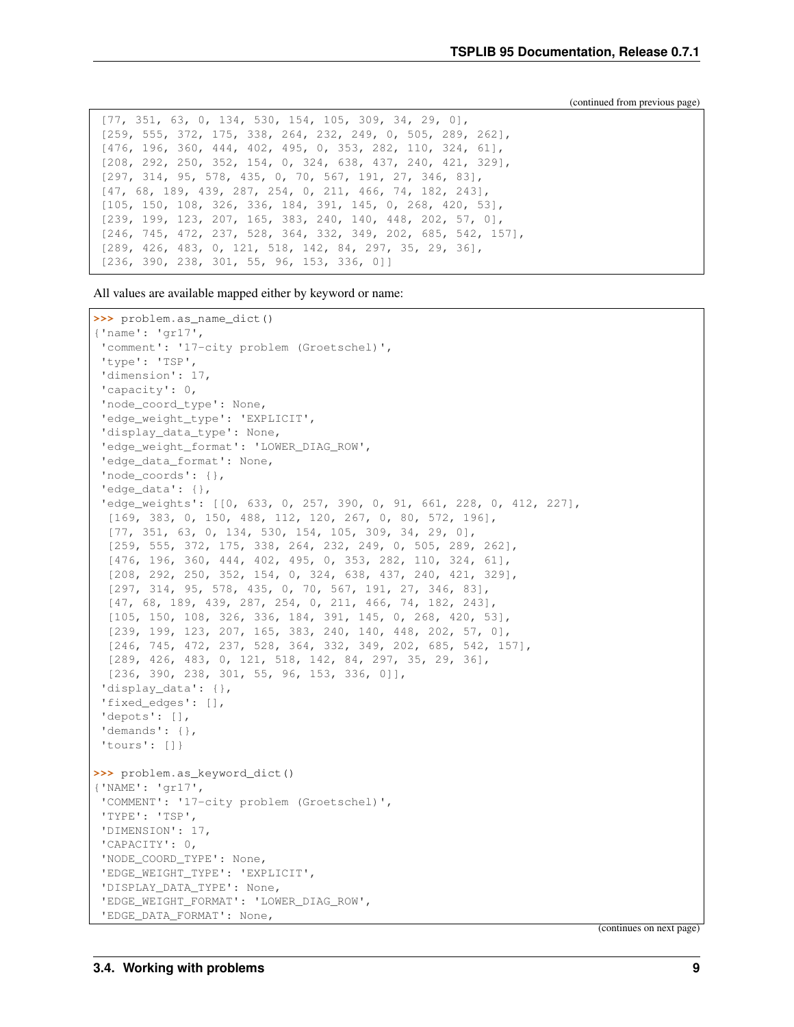(continued from previous page)

```
 [77, 351, 63, 0, 134, 530, 154, 105, 309, 34, 29, 0],
 [259, 555, 372, 175, 338, 264, 232, 249, 0, 505, 289, 262],
 [476, 196, 360, 444, 402, 495, 0, 353, 282, 110, 324, 61],
 [208, 292, 250, 352, 154, 0, 324, 638, 437, 240, 421, 329],
 [297, 314, 95, 578, 435, 0, 70, 567, 191, 27, 346, 83],
 [47, 68, 189, 439, 287, 254, 0, 211, 466, 74, 182, 243],
 [105, 150, 108, 326, 336, 184, 391, 145, 0, 268, 420, 53],
 [239, 199, 123, 207, 165, 383, 240, 140, 448, 202, 57, 0],
 [246, 745, 472, 237, 528, 364, 332, 349, 202, 685, 542, 157],
 [289, 426, 483, 0, 121, 518, 142, 84, 297, 35, 29, 36],
 [236, 390, 238, 301, 55, 96, 153, 336, 0]]
```

All values are available mapped either by keyword or name:

```
>>> problem.as_name_dict()
{'name': 'gr17',
 'comment': '17-city problem (Groetschel)',
 'type': 'TSP',
 'dimension': 17,
 'capacity': 0,
 'node_coord_type': None,
 'edge_weight_type': 'EXPLICIT',
 'display_data_type': None,
 'edge_weight_format': 'LOWER_DIAG_ROW',
 'edge_data_format': None,
 'node_coords': {},
 'edge_data': {},
 'edge_weights': [[0, 633, 0, 257, 390, 0, 91, 661, 228, 0, 412, 227],
  [169, 383, 0, 150, 488, 112, 120, 267, 0, 80, 572, 196],
  [77, 351, 63, 0, 134, 530, 154, 105, 309, 34, 29, 0],
  [259, 555, 372, 175, 338, 264, 232, 249, 0, 505, 289, 262],
  [476, 196, 360, 444, 402, 495, 0, 353, 282, 110, 324, 61],
  [208, 292, 250, 352, 154, 0, 324, 638, 437, 240, 421, 329],
  [297, 314, 95, 578, 435, 0, 70, 567, 191, 27, 346, 83],
  [47, 68, 189, 439, 287, 254, 0, 211, 466, 74, 182, 243],
  [105, 150, 108, 326, 336, 184, 391, 145, 0, 268, 420, 53],
  [239, 199, 123, 207, 165, 383, 240, 140, 448, 202, 57, 0],
  [246, 745, 472, 237, 528, 364, 332, 349, 202, 685, 542, 157],
  [289, 426, 483, 0, 121, 518, 142, 84, 297, 35, 29, 36],
  [236, 390, 238, 301, 55, 96, 153, 336, 0]],
 'display_data': {},
 'fixed_edges': [],
 'depots': [],
 'demands': {},
 'tours': []}

>>> problem.as_keyword_dict()
{'NAME': 'gr17',
 'COMMENT': '17-city problem (Groetschel)',
 'TYPE': 'TSP',
 'DIMENSION': 17,
 'CAPACITY': 0,
 'NODE_COORD_TYPE': None,
 'EDGE_WEIGHT_TYPE': 'EXPLICIT',
 'DISPLAY_DATA_TYPE': None,
 'EDGE_WEIGHT_FORMAT': 'LOWER_DIAG_ROW',
 'EDGE_DATA_FORMAT': None,
```

(continues on next page)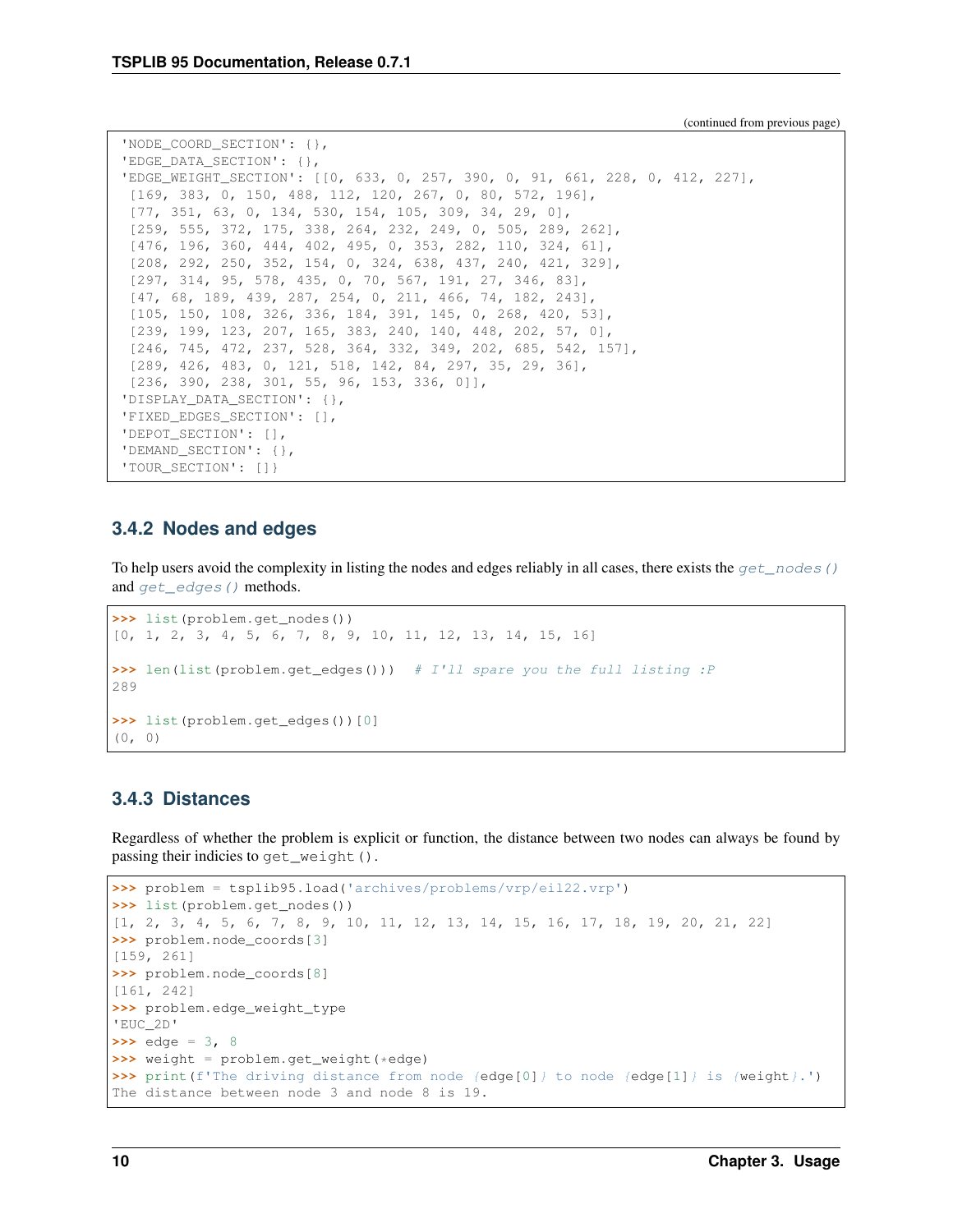(continued from previous page)

```
'NODE_COORD_SECTION': {},
'EDGE_DATA_SECTION': {},
'EDGE_WEIGHT_SECTION': [[0, 633, 0, 257, 390, 0, 91, 661, 228, 0, 412, 227],
 [169, 383, 0, 150, 488, 112, 120, 267, 0, 80, 572, 196],
 [77, 351, 63, 0, 134, 530, 154, 105, 309, 34, 29, 0],
 [259, 555, 372, 175, 338, 264, 232, 249, 0, 505, 289, 262],
 [476, 196, 360, 444, 402, 495, 0, 353, 282, 110, 324, 61],
 [208, 292, 250, 352, 154, 0, 324, 638, 437, 240, 421, 329],
 [297, 314, 95, 578, 435, 0, 70, 567, 191, 27, 346, 83],
 [47, 68, 189, 439, 287, 254, 0, 211, 466, 74, 182, 243],
 [105, 150, 108, 326, 336, 184, 391, 145, 0, 268, 420, 53],
 [239, 199, 123, 207, 165, 383, 240, 140, 448, 202, 57, 0],
 [246, 745, 472, 237, 528, 364, 332, 349, 202, 685, 542, 157],
 [289, 426, 483, 0, 121, 518, 142, 84, 297, 35, 29, 36],
 [236, 390, 238, 301, 55, 96, 153, 336, 0]],
'DISPLAY_DATA_SECTION': {},
'FIXED_EDGES_SECTION': [],
'DEPOT_SECTION': [],
'DEMAND_SECTION': {},
'TOUR_SECTION': []}
```

### 3.4.2 Nodes and edges

To help users avoid the complexity in listing the nodes and edges reliably in all cases, there exists the *get_nodes()* and *get_edges()* methods.

```
>>> list(problem.get_nodes())
[0, 1, 2, 3, 4, 5, 6, 7, 8, 9, 10, 11, 12, 13, 14, 15, 16]

>>> len(list(problem.get_edges()))  # I'll spare you the full listing :P
289

>>> list(problem.get_edges())[0]
(0, 0)
```

### 3.4.3 Distances

Regardless of whether the problem is explicit or function, the distance between two nodes can always be found by passing their indicies to `get_weight()`.

```
>>> problem = tsplib95.load('archives/problems/vrp/eil22.vrp')
>>> list(problem.get_nodes())
[1, 2, 3, 4, 5, 6, 7, 8, 9, 10, 11, 12, 13, 14, 15, 16, 17, 18, 19, 20, 21, 22]
>>> problem.node_coords[3]
[159, 261]
>>> problem.node_coords[8]
[161, 242]
>>> problem.edge_weight_type
'EUC_2D'
>>> edge = 3, 8
>>> weight = problem.get_weight(*edge)
>>> print(f'The driving distance from node {edge[0]} to node {edge[1]} is {weight}.')
The distance between node 3 and node 8 is 19.
```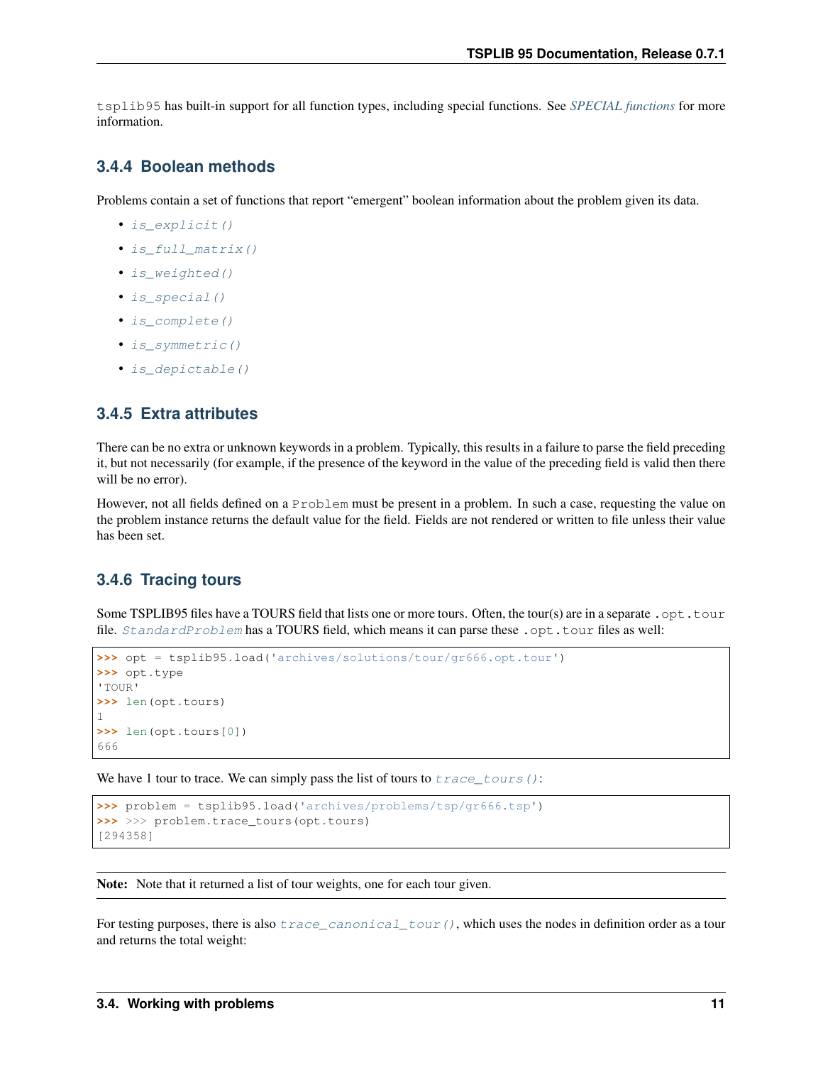`tsplib95` has built-in support for all function types, including special functions. See *SPECIAL functions* for more information.

### 3.4.4 Boolean methods

Problems contain a set of functions that report "emergent" boolean information about the problem given its data.

- `is_explicit()`
- `is_full_matrix()`
- `is_weighted()`
- `is_special()`
- `is_complete()`
- `is_symmetric()`
- `is_depictable()`

### 3.4.5 Extra attributes

There can be no extra or unknown keywords in a problem. Typically, this results in a failure to parse the field preceding it, but not necessarily (for example, if the presence of the keyword in the value of the preceding field is valid then there will be no error).

However, not all fields defined on a `Problem` must be present in a problem. In such a case, requesting the value on the problem instance returns the default value for the field. Fields are not rendered or written to file unless their value has been set.

### 3.4.6 Tracing tours

Some TSPLIB95 files have a TOURS field that lists one or more tours. Often, the tour(s) are in a separate `.opt.tour` file. `StandardProblem` has a TOURS field, which means it can parse these `.opt.tour` files as well:

```
>>> opt = tsplib95.load('archives/solutions/tour/gr666.opt.tour')
>>> opt.type
'TOUR'
>>> len(opt.tours)
1
>>> len(opt.tours[0])
666
```

We have 1 tour to trace. We can simply pass the list of tours to `trace_tours()`:

```
>>> problem = tsplib95.load('archives/problems/tsp/gr666.tsp')
>>> >>> problem.trace_tours(opt.tours)
[294358]
```

**Note:** Note that it returned a list of tour weights, one for each tour given.

For testing purposes, there is also `trace_canonical_tour()`, which uses the nodes in definition order as a tour and returns the total weight: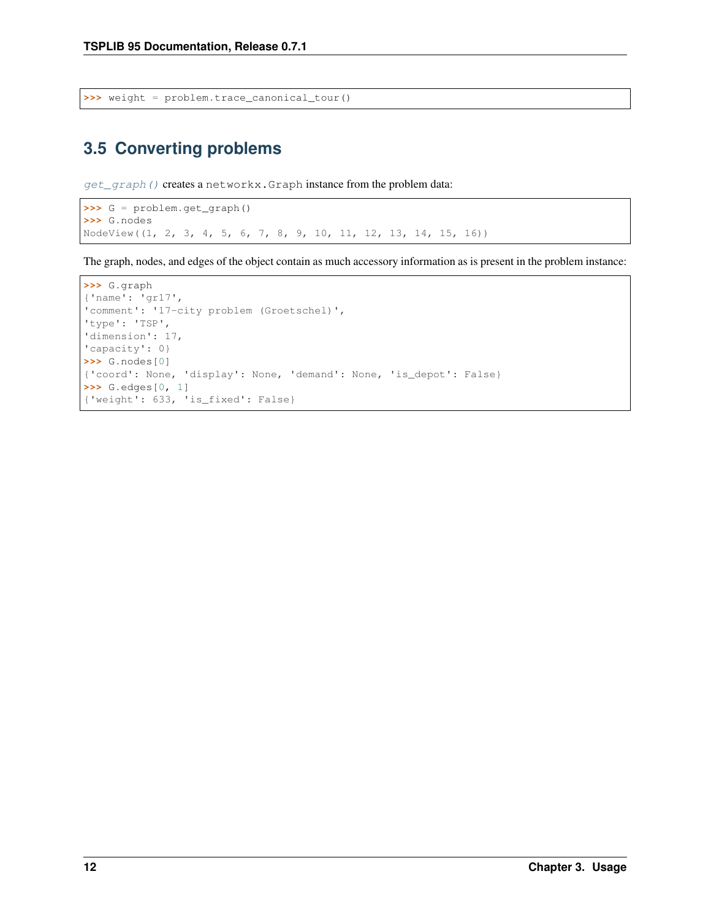```
>>> weight = problem.trace_canonical_tour()
```

## 3.5 Converting problems

*get_graph()* creates a `networkx.Graph` instance from the problem data:

```
>>> G = problem.get_graph()
>>> G.nodes
NodeView((1, 2, 3, 4, 5, 6, 7, 8, 9, 10, 11, 12, 13, 14, 15, 16))
```

The graph, nodes, and edges of the object contain as much accessory information as is present in the problem instance:

```
>>> G.graph
{'name': 'gr17',
'comment': '17-city problem (Groetschel)',
'type': 'TSP',
'dimension': 17,
'capacity': 0}
>>> G.nodes[0]
{'coord': None, 'display': None, 'demand': None, 'is_depot': False}
>>> G.edges[0, 1]
{'weight': 633, 'is_fixed': False}
```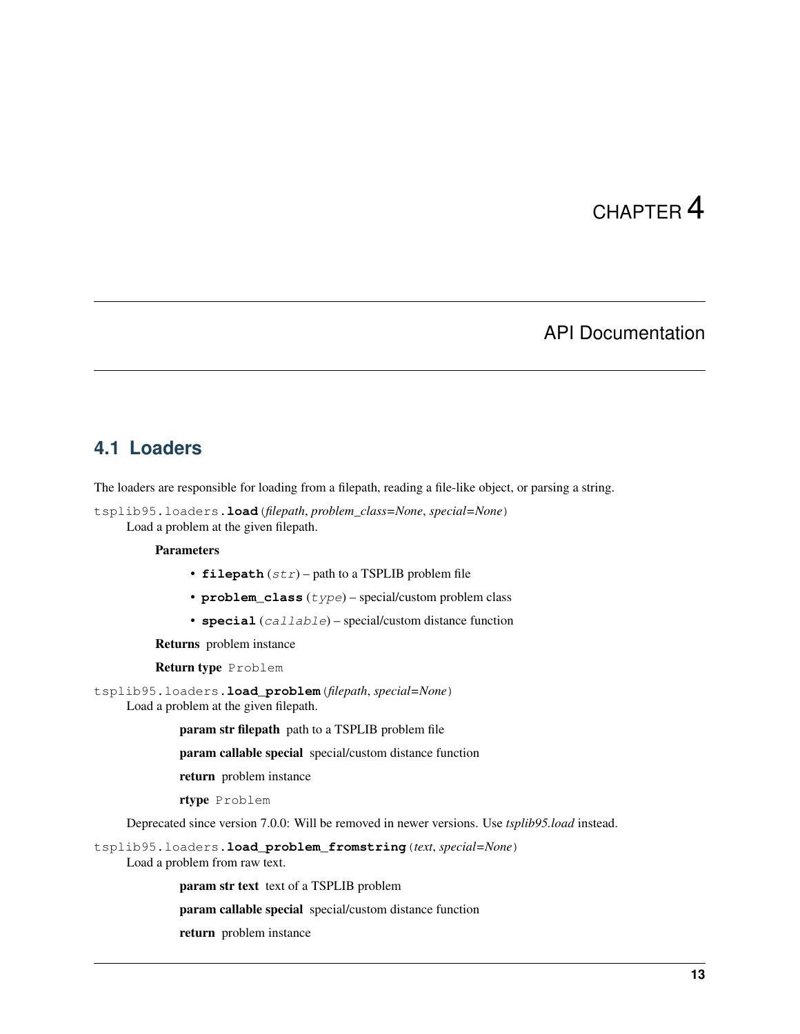# CHAPTER 4

## API Documentation

### 4.1 Loaders

The loaders are responsible for loading from a filepath, reading a file-like object, or parsing a string.

`tsplib95.loaders.load(filepath, problem_class=None, special=None)`

Load a problem at the given filepath.

**Parameters**

- **filepath** (*str*) – path to a TSPLIB problem file
- **problem_class** (*type*) – special/custom problem class
- **special** (*callable*) – special/custom distance function

**Returns** problem instance

**Return type** `Problem`

`tsplib95.loaders.load_problem(filepath, special=None)`

Load a problem at the given filepath.

**param str filepath** path to a TSPLIB problem file

**param callable special** special/custom distance function

**return** problem instance

**rtype** `Problem`

Deprecated since version 7.0.0: Will be removed in newer versions. Use *tsplib95.load* instead.

`tsplib95.loaders.load_problem_fromstring(text, special=None)`

Load a problem from raw text.

**param str text** text of a TSPLIB problem

**param callable special** special/custom distance function

**return** problem instance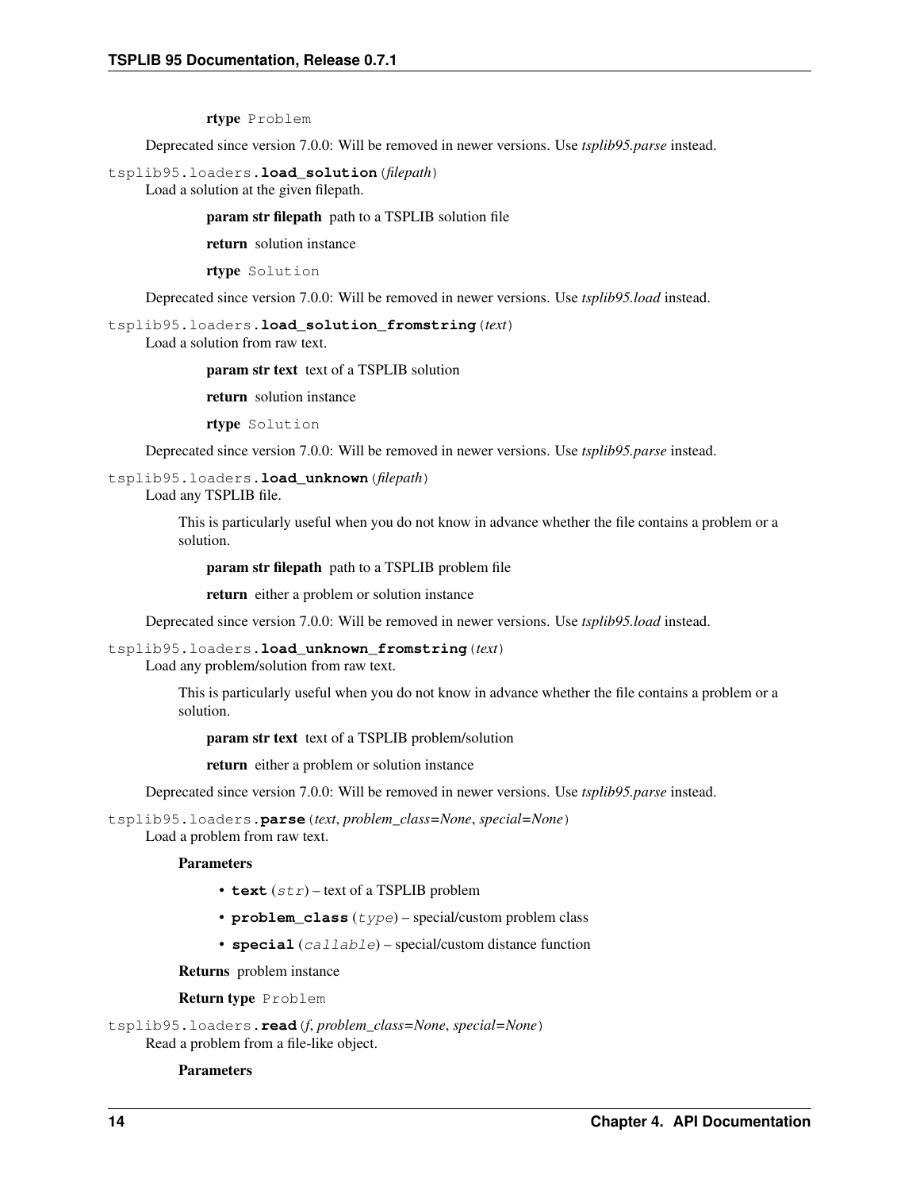rtype Problem

Deprecated since version 7.0.0: Will be removed in newer versions. Use *tsplib95.parse* instead.

`tsplib95.loaders.`**`load_solution`**(*filepath*)

Load a solution at the given filepath.

**param str filepath** path to a TSPLIB solution file

**return** solution instance

**rtype** `Solution`

Deprecated since version 7.0.0: Will be removed in newer versions. Use *tsplib95.load* instead.

`tsplib95.loaders.`**`load_solution_fromstring`**(*text*)

Load a solution from raw text.

**param str text** text of a TSPLIB solution

**return** solution instance

**rtype** `Solution`

Deprecated since version 7.0.0: Will be removed in newer versions. Use *tsplib95.parse* instead.

`tsplib95.loaders.`**`load_unknown`**(*filepath*)

Load any TSPLIB file.

This is particularly useful when you do not know in advance whether the file contains a problem or a solution.

**param str filepath** path to a TSPLIB problem file

**return** either a problem or solution instance

Deprecated since version 7.0.0: Will be removed in newer versions. Use *tsplib95.load* instead.

`tsplib95.loaders.`**`load_unknown_fromstring`**(*text*)

Load any problem/solution from raw text.

This is particularly useful when you do not know in advance whether the file contains a problem or a solution.

**param str text** text of a TSPLIB problem/solution

**return** either a problem or solution instance

Deprecated since version 7.0.0: Will be removed in newer versions. Use *tsplib95.parse* instead.

`tsplib95.loaders.`**`parse`**(*text*, *problem_class=None*, *special=None*)

Load a problem from raw text.

**Parameters**

- **`text`** (*`str`*) – text of a TSPLIB problem
- **`problem_class`** (*`type`*) – special/custom problem class
- **`special`** (*`callable`*) – special/custom distance function

**Returns** problem instance

**Return type** `Problem`

`tsplib95.loaders.`**`read`**(*f*, *problem_class=None*, *special=None*)

Read a problem from a file-like object.

**Parameters**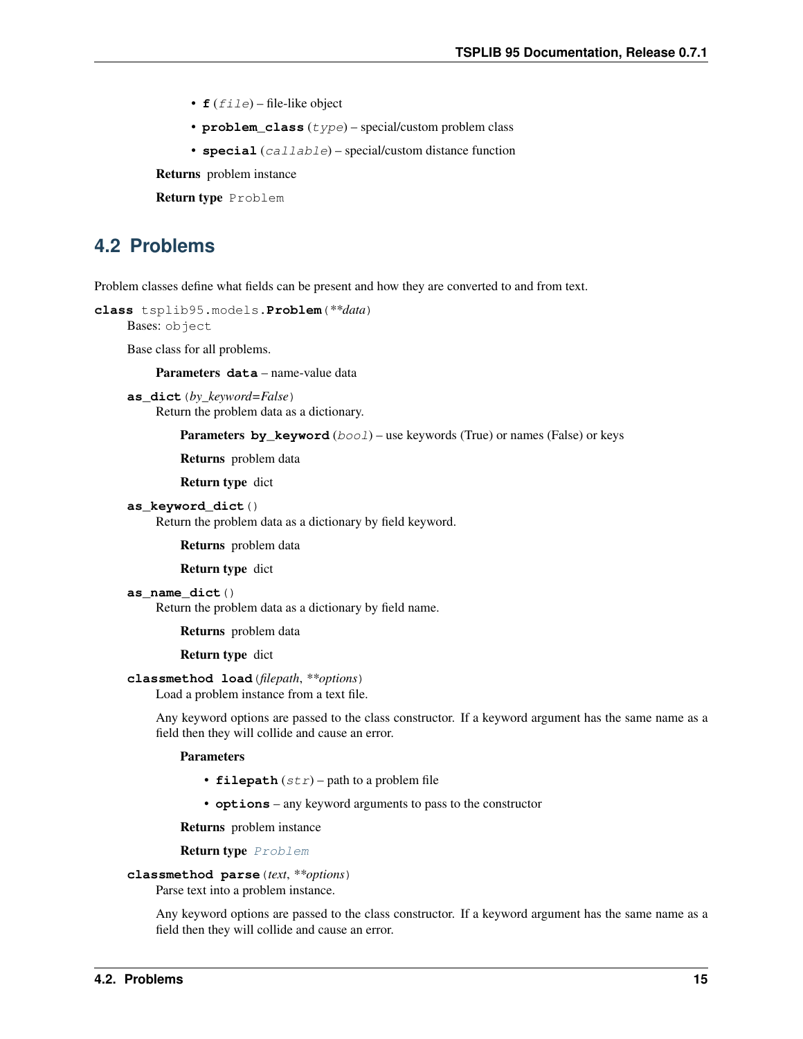- **f** (*file*) – file-like object
- **problem_class** (*type*) – special/custom problem class
- **special** (*callable*) – special/custom distance function

**Returns** problem instance

**Return type** Problem

## 4.2 Problems

Problem classes define what fields can be present and how they are converted to and from text.

**class** tsplib95.models.**Problem**(*\*\*data*)

Bases: object

Base class for all problems.

**Parameters data** – name-value data

**as_dict**(*by_keyword=False*)

Return the problem data as a dictionary.

**Parameters by_keyword** (*bool*) – use keywords (True) or names (False) or keys

**Returns** problem data

**Return type** dict

**as_keyword_dict**()

Return the problem data as a dictionary by field keyword.

**Returns** problem data

**Return type** dict

**as_name_dict**()

Return the problem data as a dictionary by field name.

**Returns** problem data

**Return type** dict

**classmethod load**(*filepath*, *\*\*options*)

Load a problem instance from a text file.

Any keyword options are passed to the class constructor. If a keyword argument has the same name as a field then they will collide and cause an error.

**Parameters**

- **filepath** (*str*) – path to a problem file
- **options** – any keyword arguments to pass to the constructor

**Returns** problem instance

**Return type** *Problem*

**classmethod parse**(*text*, *\*\*options*)

Parse text into a problem instance.

Any keyword options are passed to the class constructor. If a keyword argument has the same name as a field then they will collide and cause an error.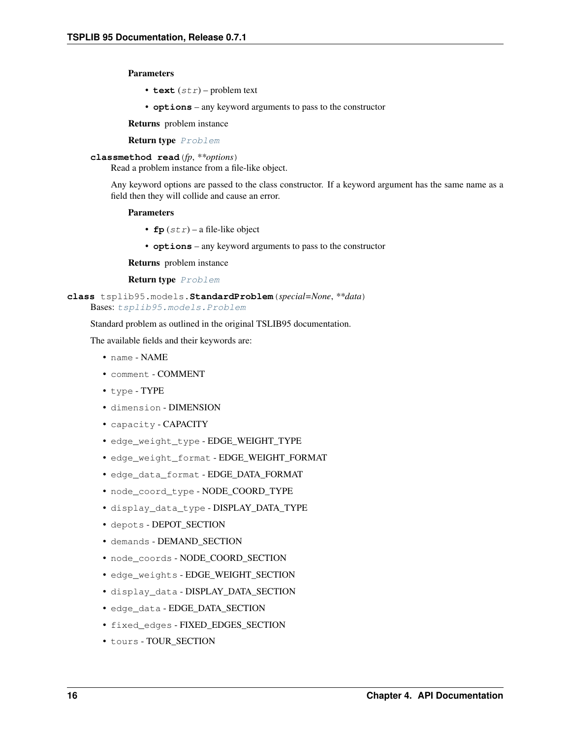**Parameters**

- **text** (*str*) – problem text
- **options** – any keyword arguments to pass to the constructor

**Returns** problem instance

**Return type** *Problem*

**classmethod read**(*fp*, ***options*)

Read a problem instance from a file-like object.

Any keyword options are passed to the class constructor. If a keyword argument has the same name as a field then they will collide and cause an error.

**Parameters**

- **fp** (*str*) – a file-like object
- **options** – any keyword arguments to pass to the constructor

**Returns** problem instance

**Return type** *Problem*

**class** tsplib95.models.**StandardProblem**(*special=None*, ***data*)

Bases: *tsplib95.models.Problem*

Standard problem as outlined in the original TSLIB95 documentation.

The available fields and their keywords are:

- `name` - NAME
- `comment` - COMMENT
- `type` - TYPE
- `dimension` - DIMENSION
- `capacity` - CAPACITY
- `edge_weight_type` - EDGE_WEIGHT_TYPE
- `edge_weight_format` - EDGE_WEIGHT_FORMAT
- `edge_data_format` - EDGE_DATA_FORMAT
- `node_coord_type` - NODE_COORD_TYPE
- `display_data_type` - DISPLAY_DATA_TYPE
- `depots` - DEPOT_SECTION
- `demands` - DEMAND_SECTION
- `node_coords` - NODE_COORD_SECTION
- `edge_weights` - EDGE_WEIGHT_SECTION
- `display_data` - DISPLAY_DATA_SECTION
- `edge_data` - EDGE_DATA_SECTION
- `fixed_edges` - FIXED_EDGES_SECTION
- `tours` - TOUR_SECTION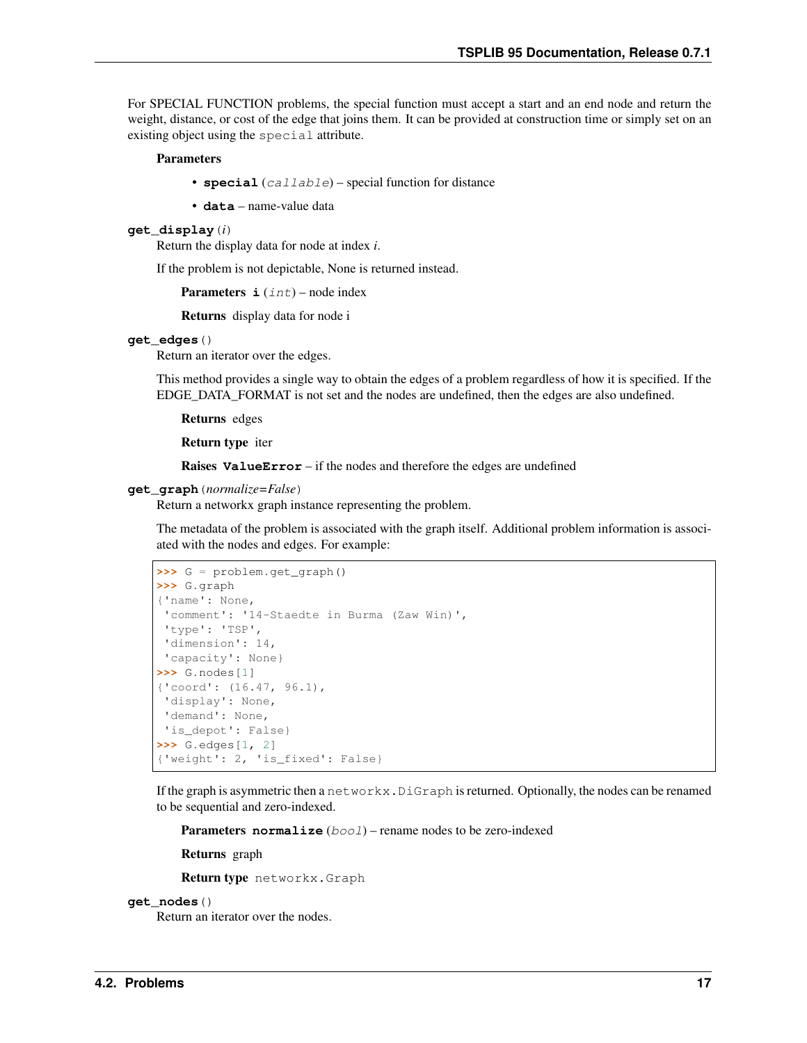For SPECIAL FUNCTION problems, the special function must accept a start and an end node and return the weight, distance, or cost of the edge that joins them. It can be provided at construction time or simply set on an existing object using the `special` attribute.

**Parameters**

- **special** (*callable*) – special function for distance
- **data** – name-value data

**get_display** (*i*)

Return the display data for node at index *i*.

If the problem is not depictable, None is returned instead.

**Parameters** **i** (*int*) – node index

**Returns** display data for node i

**get_edges** ()

Return an iterator over the edges.

This method provides a single way to obtain the edges of a problem regardless of how it is specified. If the EDGE_DATA_FORMAT is not set and the nodes are undefined, then the edges are also undefined.

**Returns** edges

**Return type** iter

**Raises** **ValueError** – if the nodes and therefore the edges are undefined

**get_graph** (*normalize=False*)

Return a networkx graph instance representing the problem.

The metadata of the problem is associated with the graph itself. Additional problem information is associated with the nodes and edges. For example:

```
>>> G = problem.get_graph()
>>> G.graph
{'name': None,
 'comment': '14-Staedte in Burma (Zaw Win)',
 'type': 'TSP',
 'dimension': 14,
 'capacity': None}
>>> G.nodes[1]
{'coord': (16.47, 96.1),
 'display': None,
 'demand': None,
 'is_depot': False}
>>> G.edges[1, 2]
{'weight': 2, 'is_fixed': False}
```

If the graph is asymmetric then a `networkx.DiGraph` is returned. Optionally, the nodes can be renamed to be sequential and zero-indexed.

**Parameters** **normalize** (*bool*) – rename nodes to be zero-indexed

**Returns** graph

**Return type** `networkx.Graph`

**get_nodes** ()

Return an iterator over the nodes.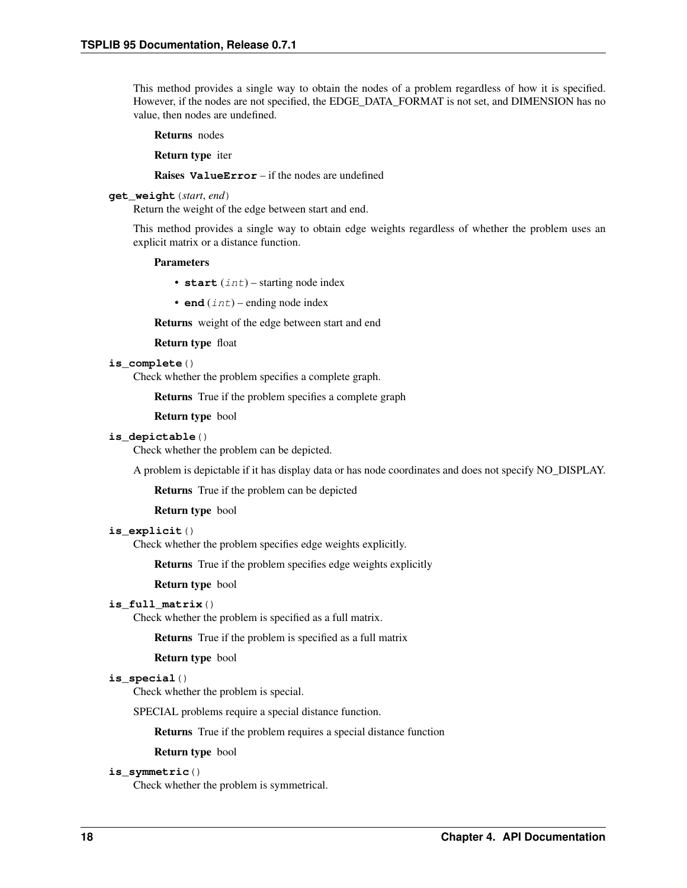This method provides a single way to obtain the nodes of a problem regardless of how it is specified. However, if the nodes are not specified, the EDGE_DATA_FORMAT is not set, and DIMENSION has no value, then nodes are undefined.

**Returns** nodes

**Return type** iter

**Raises** **ValueError** – if the nodes are undefined

**get_weight**(*start*, *end*)

Return the weight of the edge between start and end.

This method provides a single way to obtain edge weights regardless of whether the problem uses an explicit matrix or a distance function.

**Parameters**

- **start** (*int*) – starting node index
- **end** (*int*) – ending node index

**Returns** weight of the edge between start and end

**Return type** float

**is_complete**()

Check whether the problem specifies a complete graph.

**Returns** True if the problem specifies a complete graph

**Return type** bool

**is_depictable**()

Check whether the problem can be depicted.

A problem is depictable if it has display data or has node coordinates and does not specify NO_DISPLAY.

**Returns** True if the problem can be depicted

**Return type** bool

**is_explicit**()

Check whether the problem specifies edge weights explicitly.

**Returns** True if the problem specifies edge weights explicitly

**Return type** bool

**is_full_matrix**()

Check whether the problem is specified as a full matrix.

**Returns** True if the problem is specified as a full matrix

**Return type** bool

**is_special**()

Check whether the problem is special.

SPECIAL problems require a special distance function.

**Returns** True if the problem requires a special distance function

**Return type** bool

**is_symmetric**()

Check whether the problem is symmetrical.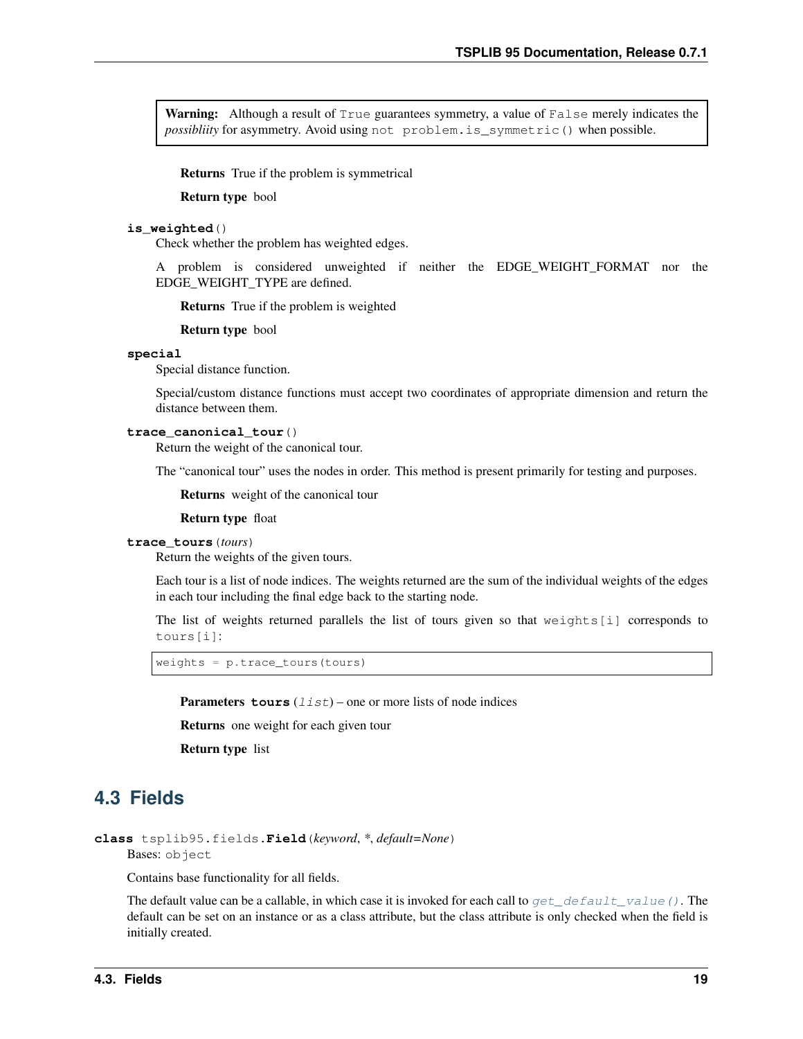**Warning:** Although a result of `True` guarantees symmetry, a value of `False` merely indicates the *possibliity* for asymmetry. Avoid using `not problem.is_symmetric()` when possible.

**Returns** True if the problem is symmetrical

**Return type** bool

**is_weighted**()

Check whether the problem has weighted edges.

A problem is considered unweighted if neither the EDGE_WEIGHT_FORMAT nor the EDGE_WEIGHT_TYPE are defined.

**Returns** True if the problem is weighted

**Return type** bool

**special**

Special distance function.

Special/custom distance functions must accept two coordinates of appropriate dimension and return the distance between them.

**trace_canonical_tour**()

Return the weight of the canonical tour.

The "canonical tour" uses the nodes in order. This method is present primarily for testing and purposes.

**Returns** weight of the canonical tour

**Return type** float

**trace_tours**(*tours*)

Return the weights of the given tours.

Each tour is a list of node indices. The weights returned are the sum of the individual weights of the edges in each tour including the final edge back to the starting node.

The list of weights returned parallels the list of tours given so that `weights[i]` corresponds to `tours[i]`:

```
weights = p.trace_tours(tours)
```

**Parameters** **tours** (*list*) – one or more lists of node indices

**Returns** one weight for each given tour

**Return type** list

## 4.3 Fields

**class** tsplib95.fields.**Field**(*keyword*, *\**, *default=None*)

Bases: `object`

Contains base functionality for all fields.

The default value can be a callable, in which case it is invoked for each call to *get_default_value()*. The default can be set on an instance or as a class attribute, but the class attribute is only checked when the field is initially created.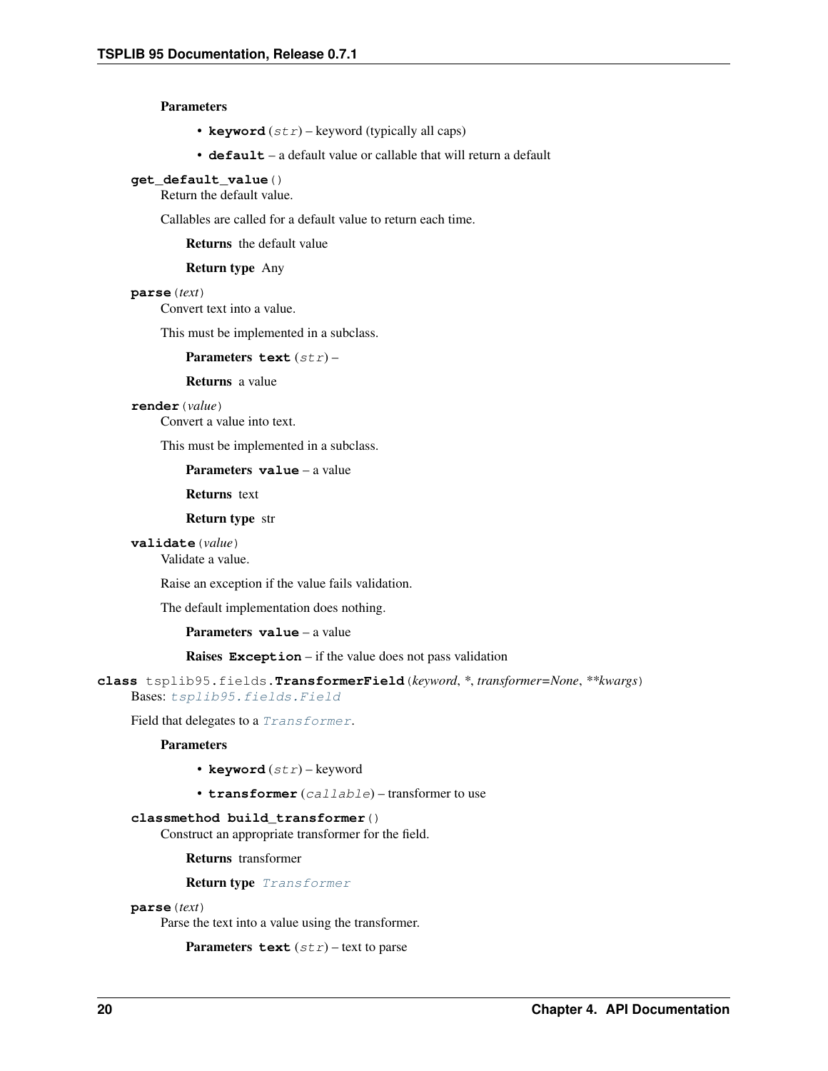**Parameters**

- **keyword** (*str*) – keyword (typically all caps)
- **default** – a default value or callable that will return a default

**get_default_value**()

Return the default value.

Callables are called for a default value to return each time.

**Returns** the default value

**Return type** Any

**parse**(*text*)

Convert text into a value.

This must be implemented in a subclass.

**Parameters** **text** (*str*) –

**Returns** a value

**render**(*value*)

Convert a value into text.

This must be implemented in a subclass.

**Parameters** **value** – a value

**Returns** text

**Return type** str

**validate**(*value*)

Validate a value.

Raise an exception if the value fails validation.

The default implementation does nothing.

**Parameters** **value** – a value

**Raises** **Exception** – if the value does not pass validation

**class** tsplib95.fields.**TransformerField**(*keyword*, *, *transformer=None*, ***kwargs*)

Bases: `tsplib95.fields.Field`

Field that delegates to a `Transformer`.

**Parameters**

- **keyword** (*str*) – keyword
- **transformer** (*callable*) – transformer to use

**classmethod build_transformer**()

Construct an appropriate transformer for the field.

**Returns** transformer

**Return type** `Transformer`

**parse**(*text*)

Parse the text into a value using the transformer.

**Parameters** **text** (*str*) – text to parse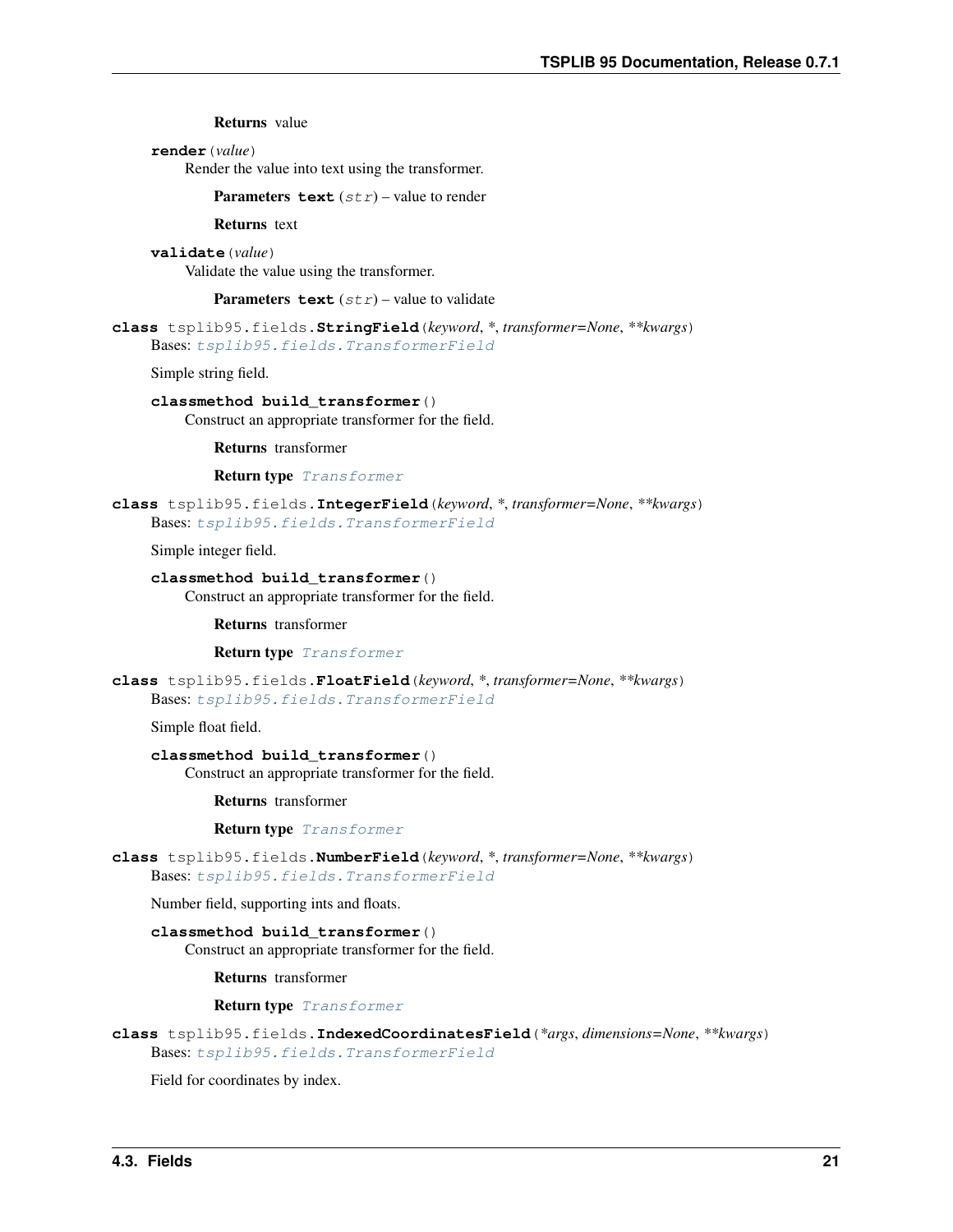**Returns** value

**render**(*value*)

Render the value into text using the transformer.

**Parameters** **text** (*str*) – value to render

**Returns** text

**validate**(*value*)

Validate the value using the transformer.

**Parameters** **text** (*str*) – value to validate

**class** tsplib95.fields.**StringField**(*keyword*, *, *transformer=None*, ***kwargs*)

Bases: *tsplib95.fields.TransformerField*

Simple string field.

**classmethod build_transformer**()

Construct an appropriate transformer for the field.

**Returns** transformer

**Return type** *Transformer*

**class** tsplib95.fields.**IntegerField**(*keyword*, *, *transformer=None*, ***kwargs*)

Bases: *tsplib95.fields.TransformerField*

Simple integer field.

**classmethod build_transformer**()

Construct an appropriate transformer for the field.

**Returns** transformer

**Return type** *Transformer*

**class** tsplib95.fields.**FloatField**(*keyword*, *, *transformer=None*, ***kwargs*)

Bases: *tsplib95.fields.TransformerField*

Simple float field.

**classmethod build_transformer**()

Construct an appropriate transformer for the field.

**Returns** transformer

**Return type** *Transformer*

**class** tsplib95.fields.**NumberField**(*keyword*, *, *transformer=None*, ***kwargs*)

Bases: *tsplib95.fields.TransformerField*

Number field, supporting ints and floats.

**classmethod build_transformer**()

Construct an appropriate transformer for the field.

**Returns** transformer

**Return type** *Transformer*

**class** tsplib95.fields.**IndexedCoordinatesField**(**args*, *dimensions=None*, ***kwargs*)

Bases: *tsplib95.fields.TransformerField*

Field for coordinates by index.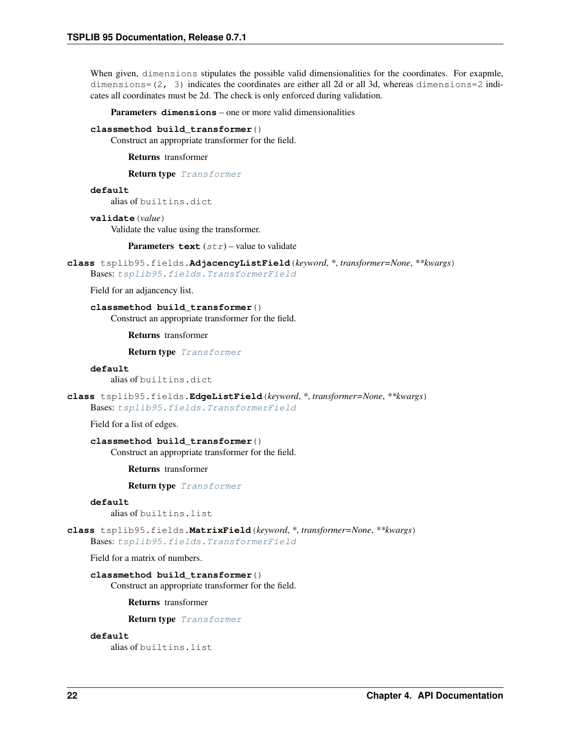When given, `dimensions` stipulates the possible valid dimensionalities for the coordinates. For exapmle, `dimensions=(2, 3)` indicates the coordinates are either all 2d or all 3d, whereas `dimensions=2` indicates all coordinates must be 2d. The check is only enforced during validation.

**Parameters** **dimensions** – one or more valid dimensionalities

**classmethod build_transformer**()

Construct an appropriate transformer for the field.

**Returns** transformer

**Return type** `Transformer`

**default**

alias of `builtins.dict`

**validate**(*value*)

Validate the value using the transformer.

**Parameters** **text** (`str`) – value to validate

**class** tsplib95.fields.**AdjacencyListField**(*keyword*, *\**, *transformer=None*, *\*\*kwargs*)

Bases: `tsplib95.fields.TransformerField`

Field for an adjacency list.

**classmethod build_transformer**()

Construct an appropriate transformer for the field.

**Returns** transformer

**Return type** `Transformer`

**default**

alias of `builtins.dict`

**class** tsplib95.fields.**EdgeListField**(*keyword*, *\**, *transformer=None*, *\*\*kwargs*)

Bases: `tsplib95.fields.TransformerField`

Field for a list of edges.

**classmethod build_transformer**()

Construct an appropriate transformer for the field.

**Returns** transformer

**Return type** `Transformer`

**default**

alias of `builtins.list`

**class** tsplib95.fields.**MatrixField**(*keyword*, *\**, *transformer=None*, *\*\*kwargs*)

Bases: `tsplib95.fields.TransformerField`

Field for a matrix of numbers.

**classmethod build_transformer**()

Construct an appropriate transformer for the field.

**Returns** transformer

**Return type** `Transformer`

**default**

alias of `builtins.list`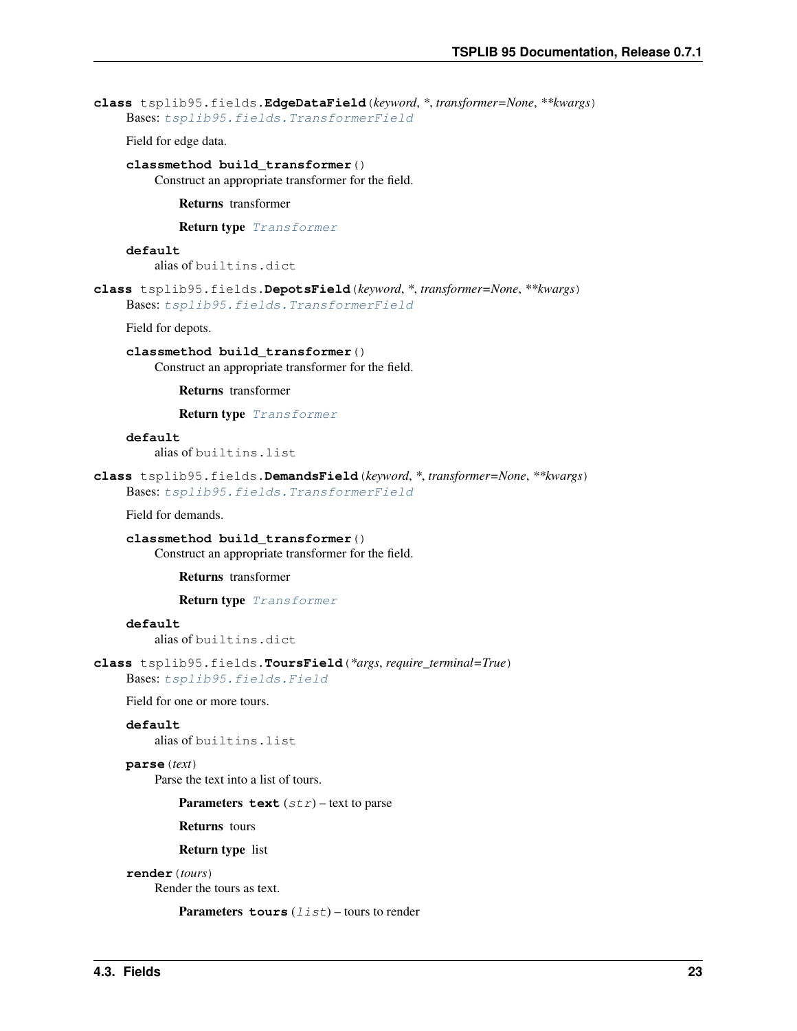**class** tsplib95.fields.**EdgeDataField**(*keyword*, *, *transformer=None*, ***kwargs*)

Bases: `tsplib95.fields.TransformerField`

Field for edge data.

**classmethod build_transformer**()

Construct an appropriate transformer for the field.

**Returns** transformer

**Return type** `Transformer`

**default**

alias of `builtins.dict`

**class** tsplib95.fields.**DepotsField**(*keyword*, *, *transformer=None*, ***kwargs*)

Bases: `tsplib95.fields.TransformerField`

Field for depots.

**classmethod build_transformer**()

Construct an appropriate transformer for the field.

**Returns** transformer

**Return type** `Transformer`

**default**

alias of `builtins.list`

**class** tsplib95.fields.**DemandsField**(*keyword*, *, *transformer=None*, ***kwargs*)

Bases: `tsplib95.fields.TransformerField`

Field for demands.

**classmethod build_transformer**()

Construct an appropriate transformer for the field.

**Returns** transformer

**Return type** `Transformer`

**default**

alias of `builtins.dict`

**class** tsplib95.fields.**ToursField**(**args*, *require_terminal=True*)

Bases: `tsplib95.fields.Field`

Field for one or more tours.

**default**

alias of `builtins.list`

**parse**(*text*)

Parse the text into a list of tours.

**Parameters** **text** (*str*) – text to parse

**Returns** tours

**Return type** list

**render**(*tours*)

Render the tours as text.

**Parameters** **tours** (*list*) – tours to render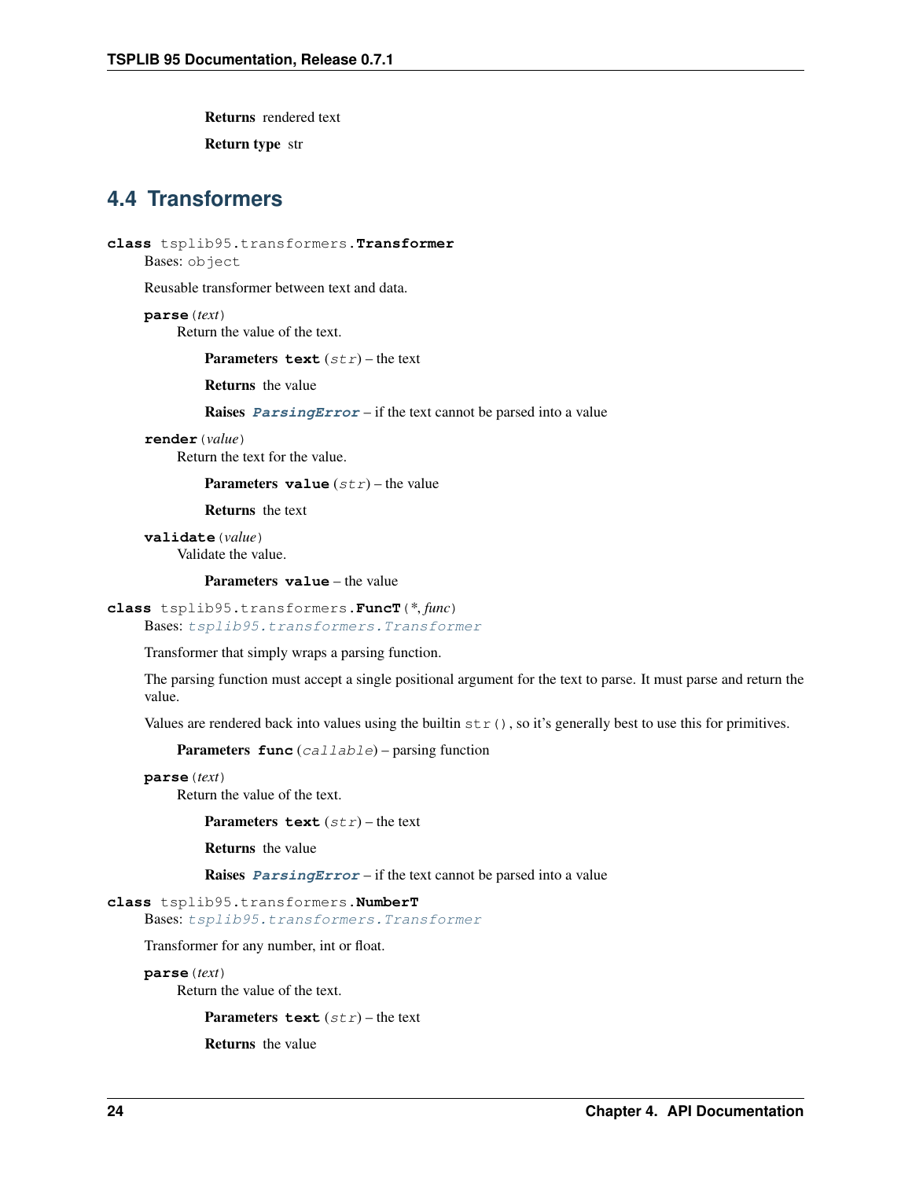Returns rendered text

Return type str

## 4.4 Transformers

**class** tsplib95.transformers.**Transformer**

Bases: `object`

Reusable transformer between text and data.

**parse**(*text*)

Return the value of the text.

**Parameters** **text** (*str*) – the text

**Returns** the value

**Raises** ***ParsingError*** – if the text cannot be parsed into a value

**render**(*value*)

Return the text for the value.

**Parameters** **value** (*str*) – the value

**Returns** the text

**validate**(*value*)

Validate the value.

**Parameters** **value** – the value

**class** tsplib95.transformers.**FuncT**(*\*, func*)

Bases: *tsplib95.transformers.Transformer*

Transformer that simply wraps a parsing function.

The parsing function must accept a single positional argument for the text to parse. It must parse and return the value.

Values are rendered back into values using the builtin `str()`, so it's generally best to use this for primitives.

**Parameters** **func** (*callable*) – parsing function

**parse**(*text*)

Return the value of the text.

**Parameters** **text** (*str*) – the text

**Returns** the value

**Raises** ***ParsingError*** – if the text cannot be parsed into a value

**class** tsplib95.transformers.**NumberT**

Bases: *tsplib95.transformers.Transformer*

Transformer for any number, int or float.

**parse**(*text*)

Return the value of the text.

**Parameters** **text** (*str*) – the text

**Returns** the value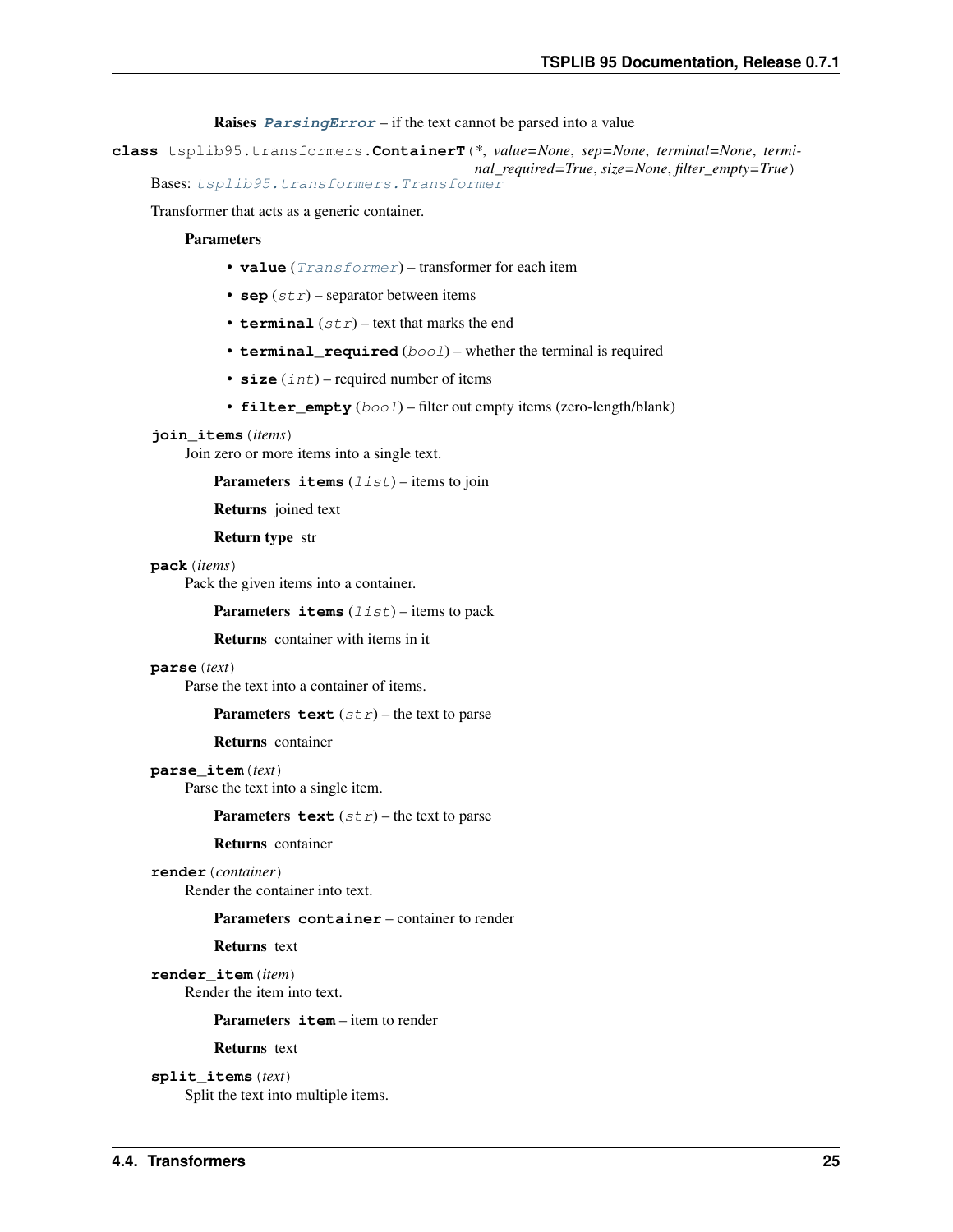**Raises** **ParsingError** – if the text cannot be parsed into a value

**class** tsplib95.transformers.**ContainerT**(*\*, value=None, sep=None, terminal=None, terminal_required=True, size=None, filter_empty=True*)

Bases: `tsplib95.transformers.Transformer`

Transformer that acts as a generic container.

**Parameters**

- **value** (`Transformer`) – transformer for each item
- **sep** (`str`) – separator between items
- **terminal** (`str`) – text that marks the end
- **terminal_required** (`bool`) – whether the terminal is required
- **size** (`int`) – required number of items
- **filter_empty** (`bool`) – filter out empty items (zero-length/blank)

**join_items**(*items*)

Join zero or more items into a single text.

**Parameters** **items** (`list`) – items to join

**Returns** joined text

**Return type** str

**pack**(*items*)

Pack the given items into a container.

**Parameters** **items** (`list`) – items to pack

**Returns** container with items in it

**parse**(*text*)

Parse the text into a container of items.

**Parameters** **text** (`str`) – the text to parse

**Returns** container

**parse_item**(*text*)

Parse the text into a single item.

**Parameters** **text** (`str`) – the text to parse

**Returns** container

**render**(*container*)

Render the container into text.

**Parameters** **container** – container to render

**Returns** text

**render_item**(*item*)

Render the item into text.

**Parameters** **item** – item to render

**Returns** text

**split_items**(*text*)

Split the text into multiple items.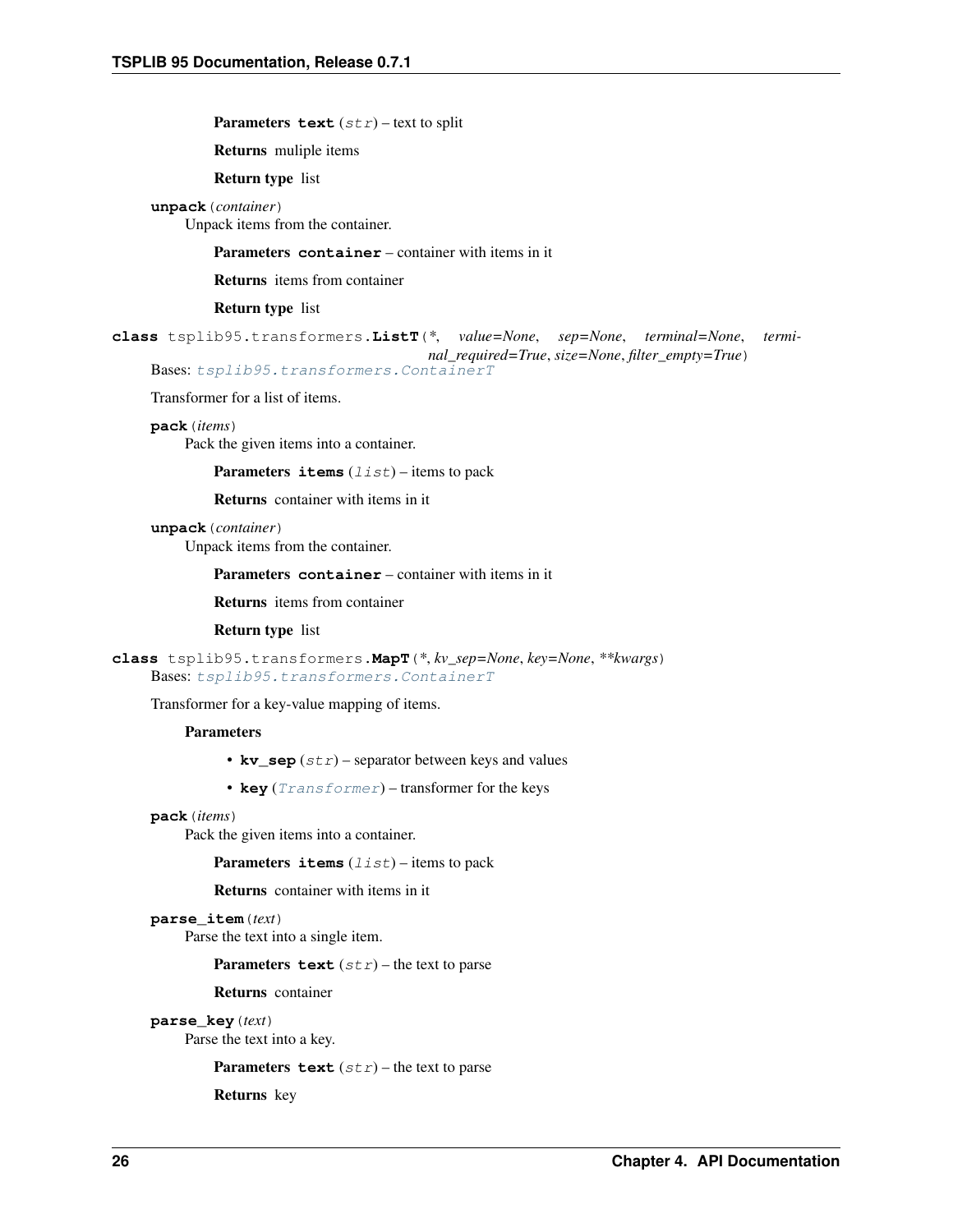**Parameters** **text** (*str*) – text to split

**Returns** muliple items

**Return type** list

**unpack**(*container*)
Unpack items from the container.

**Parameters** **container** – container with items in it

**Returns** items from container

**Return type** list

**class** tsplib95.transformers.**ListT**(*\*, value=None, sep=None, terminal=None, terminal_required=True, size=None, filter_empty=True*)
Bases: `tsplib95.transformers.ContainerT`

Transformer for a list of items.

**pack**(*items*)
Pack the given items into a container.

**Parameters** **items** (*list*) – items to pack

**Returns** container with items in it

**unpack**(*container*)
Unpack items from the container.

**Parameters** **container** – container with items in it

**Returns** items from container

**Return type** list

**class** tsplib95.transformers.**MapT**(*\*, kv_sep=None, key=None, \*\*kwargs*)
Bases: `tsplib95.transformers.ContainerT`

Transformer for a key-value mapping of items.

**Parameters**

- **kv_sep** (*str*) – separator between keys and values
- **key** (*Transformer*) – transformer for the keys

**pack**(*items*)
Pack the given items into a container.

**Parameters** **items** (*list*) – items to pack

**Returns** container with items in it

**parse_item**(*text*)
Parse the text into a single item.

**Parameters** **text** (*str*) – the text to parse

**Returns** container

**parse_key**(*text*)
Parse the text into a key.

**Parameters** **text** (*str*) – the text to parse

**Returns** key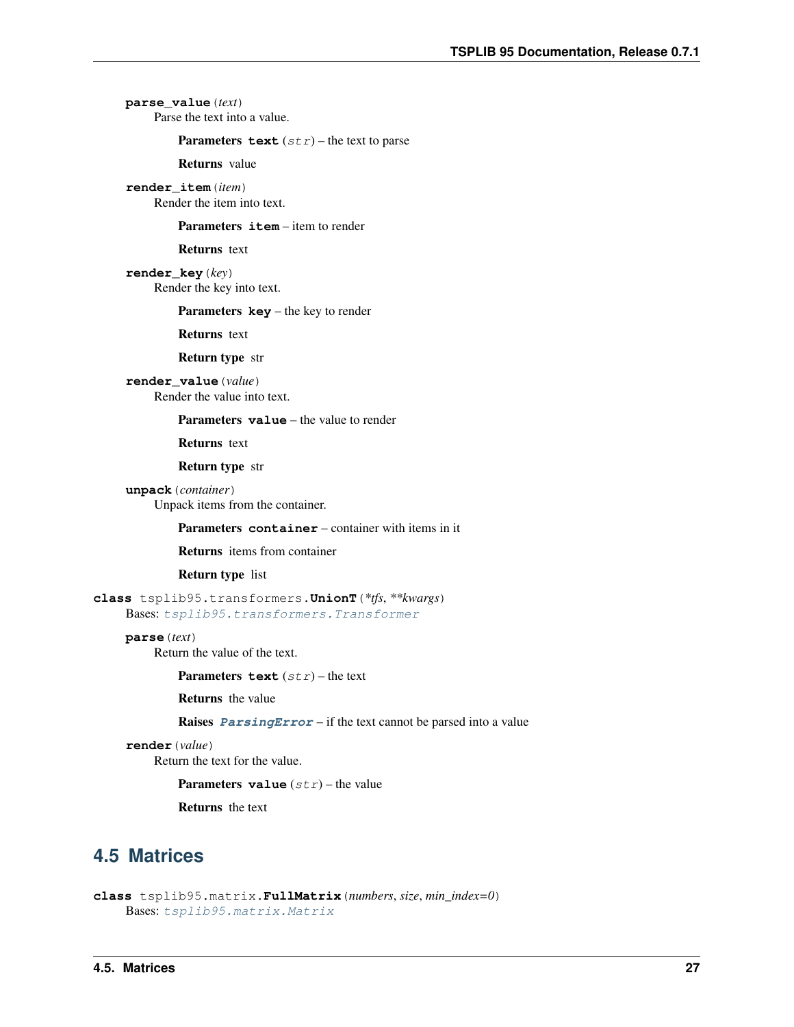**parse_value**(*text*)
Parse the text into a value.

**Parameters** **text** (*str*) – the text to parse

**Returns** value

**render_item**(*item*)
Render the item into text.

**Parameters** **item** – item to render

**Returns** text

**render_key**(*key*)
Render the key into text.

**Parameters** **key** – the key to render

**Returns** text

**Return type** str

**render_value**(*value*)
Render the value into text.

**Parameters** **value** – the value to render

**Returns** text

**Return type** str

**unpack**(*container*)
Unpack items from the container.

**Parameters** **container** – container with items in it

**Returns** items from container

**Return type** list

**class** tsplib95.transformers.**UnionT**(*\*tfs*, *\*\*kwargs*)
Bases: tsplib95.transformers.Transformer

**parse**(*text*)
Return the value of the text.

**Parameters** **text** (*str*) – the text

**Returns** the value

**Raises** **ParsingError** – if the text cannot be parsed into a value

**render**(*value*)
Return the text for the value.

**Parameters** **value** (*str*) – the value

**Returns** the text

## 4.5 Matrices

**class** tsplib95.matrix.**FullMatrix**(*numbers*, *size*, *min_index=0*)
Bases: tsplib95.matrix.Matrix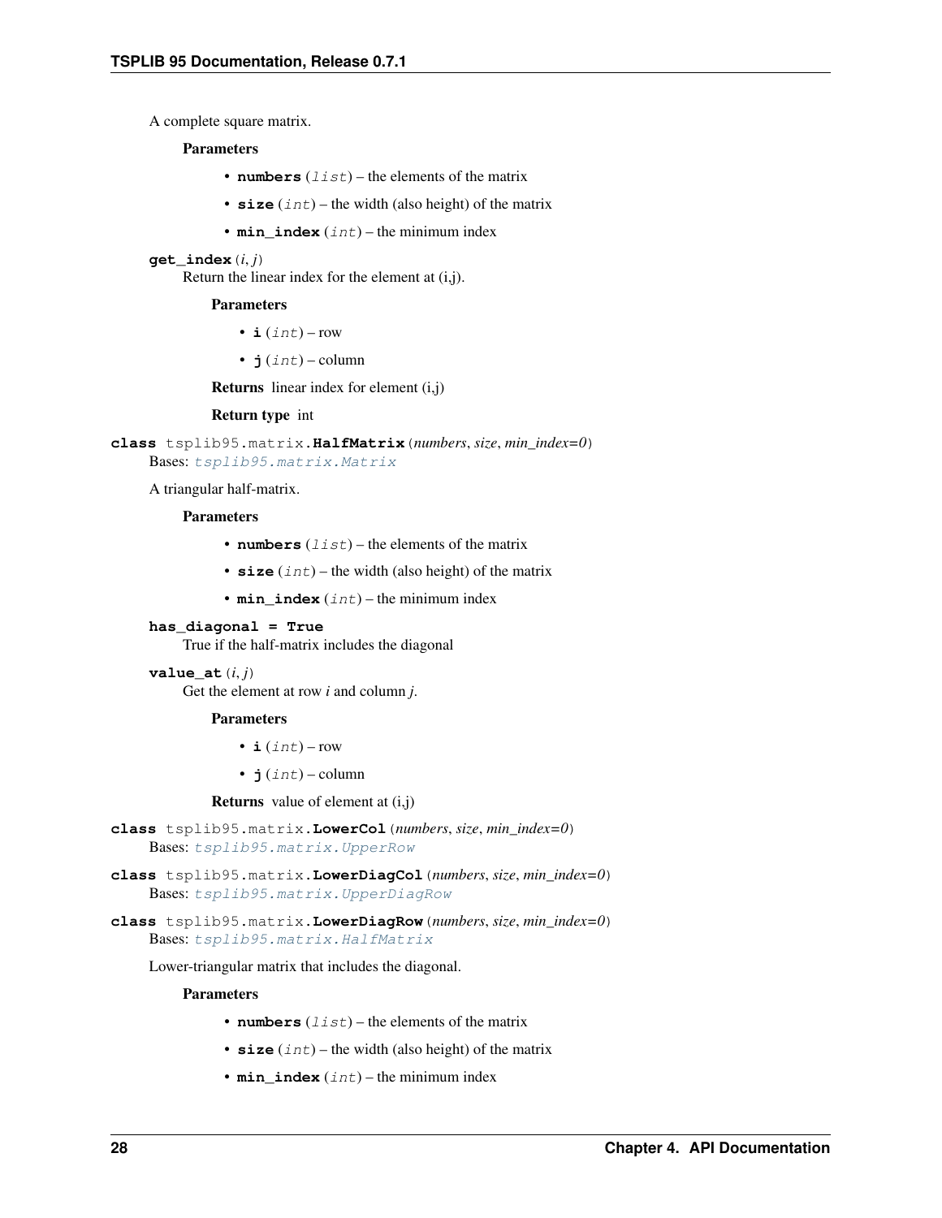A complete square matrix.

**Parameters**

- **numbers** (*list*) – the elements of the matrix
- **size** (*int*) – the width (also height) of the matrix
- **min_index** (*int*) – the minimum index

**get_index**(*i*, *j*)

Return the linear index for the element at (i,j).

**Parameters**

- **i** (*int*) – row
- **j** (*int*) – column

**Returns** linear index for element (i,j)

**Return type** int

**class** tsplib95.matrix.**HalfMatrix**(*numbers*, *size*, *min_index=0*)

Bases: *tsplib95.matrix.Matrix*

A triangular half-matrix.

**Parameters**

- **numbers** (*list*) – the elements of the matrix
- **size** (*int*) – the width (also height) of the matrix
- **min_index** (*int*) – the minimum index

**has_diagonal = True**

True if the half-matrix includes the diagonal

**value_at**(*i*, *j*)

Get the element at row *i* and column *j*.

**Parameters**

- **i** (*int*) – row
- **j** (*int*) – column

**Returns** value of element at (i,j)

**class** tsplib95.matrix.**LowerCol**(*numbers*, *size*, *min_index=0*)

Bases: *tsplib95.matrix.UpperRow*

**class** tsplib95.matrix.**LowerDiagCol**(*numbers*, *size*, *min_index=0*)

Bases: *tsplib95.matrix.UpperDiagRow*

**class** tsplib95.matrix.**LowerDiagRow**(*numbers*, *size*, *min_index=0*)

Bases: *tsplib95.matrix.HalfMatrix*

Lower-triangular matrix that includes the diagonal.

**Parameters**

- **numbers** (*list*) – the elements of the matrix
- **size** (*int*) – the width (also height) of the matrix
- **min_index** (*int*) – the minimum index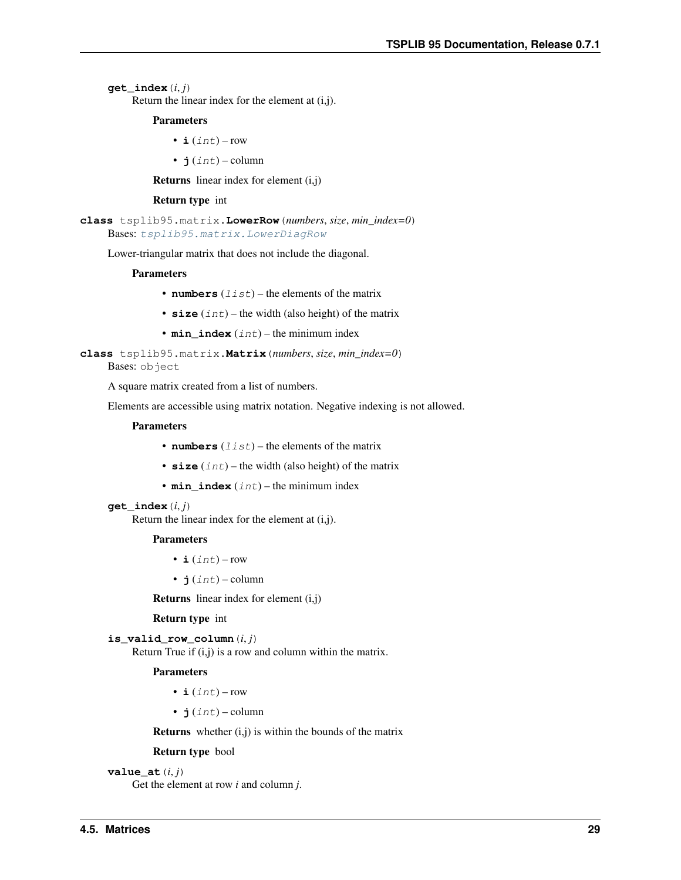**get_index**(*i*, *j*)

Return the linear index for the element at (i,j).

**Parameters**

- **i** (*int*) – row
- **j** (*int*) – column

**Returns** linear index for element (i,j)

**Return type** int

**class** tsplib95.matrix.**LowerRow**(*numbers*, *size*, *min_index=0*)

Bases: *tsplib95.matrix.LowerDiagRow*

Lower-triangular matrix that does not include the diagonal.

**Parameters**

- **numbers** (*list*) – the elements of the matrix
- **size** (*int*) – the width (also height) of the matrix
- **min_index** (*int*) – the minimum index

**class** tsplib95.matrix.**Matrix**(*numbers*, *size*, *min_index=0*)

Bases: object

A square matrix created from a list of numbers.

Elements are accessible using matrix notation. Negative indexing is not allowed.

**Parameters**

- **numbers** (*list*) – the elements of the matrix
- **size** (*int*) – the width (also height) of the matrix
- **min_index** (*int*) – the minimum index

**get_index**(*i*, *j*)

Return the linear index for the element at (i,j).

**Parameters**

- **i** (*int*) – row
- **j** (*int*) – column

**Returns** linear index for element (i,j)

**Return type** int

**is_valid_row_column**(*i*, *j*)

Return True if (i,j) is a row and column within the matrix.

**Parameters**

- **i** (*int*) – row
- **j** (*int*) – column

**Returns** whether (i,j) is within the bounds of the matrix

**Return type** bool

**value_at**(*i*, *j*)

Get the element at row *i* and column *j*.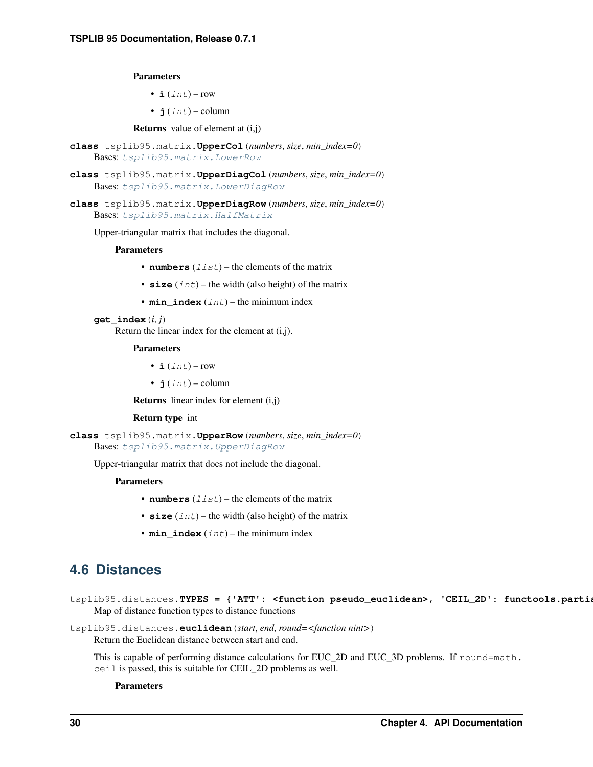**Parameters**

- **i** (*int*) – row
- **j** (*int*) – column

**Returns** value of element at (i,j)

**class** tsplib95.matrix.**UpperCol**(*numbers*, *size*, *min_index=0*)

Bases: `tsplib95.matrix.LowerRow`

**class** tsplib95.matrix.**UpperDiagCol**(*numbers*, *size*, *min_index=0*)

Bases: `tsplib95.matrix.LowerDiagRow`

**class** tsplib95.matrix.**UpperDiagRow**(*numbers*, *size*, *min_index=0*)

Bases: `tsplib95.matrix.HalfMatrix`

Upper-triangular matrix that includes the diagonal.

**Parameters**

- **numbers** (*list*) – the elements of the matrix
- **size** (*int*) – the width (also height) of the matrix
- **min_index** (*int*) – the minimum index

**get_index**(*i*, *j*)

Return the linear index for the element at (i,j).

**Parameters**

- **i** (*int*) – row
- **j** (*int*) – column

**Returns** linear index for element (i,j)

**Return type** int

**class** tsplib95.matrix.**UpperRow**(*numbers*, *size*, *min_index=0*)

Bases: `tsplib95.matrix.UpperDiagRow`

Upper-triangular matrix that does not include the diagonal.

**Parameters**

- **numbers** (*list*) – the elements of the matrix
- **size** (*int*) – the width (also height) of the matrix
- **min_index** (*int*) – the minimum index

## 4.6 Distances

tsplib95.distances.**TYPES = {'ATT': <function pseudo_euclidean>, 'CEIL_2D': functools.partia**

Map of distance function types to distance functions

tsplib95.distances.**euclidean**(*start*, *end*, *round=<function nint>*)

Return the Euclidean distance between start and end.

This is capable of performing distance calculations for EUC_2D and EUC_3D problems. If `round=math.ceil` is passed, this is suitable for CEIL_2D problems as well.

**Parameters**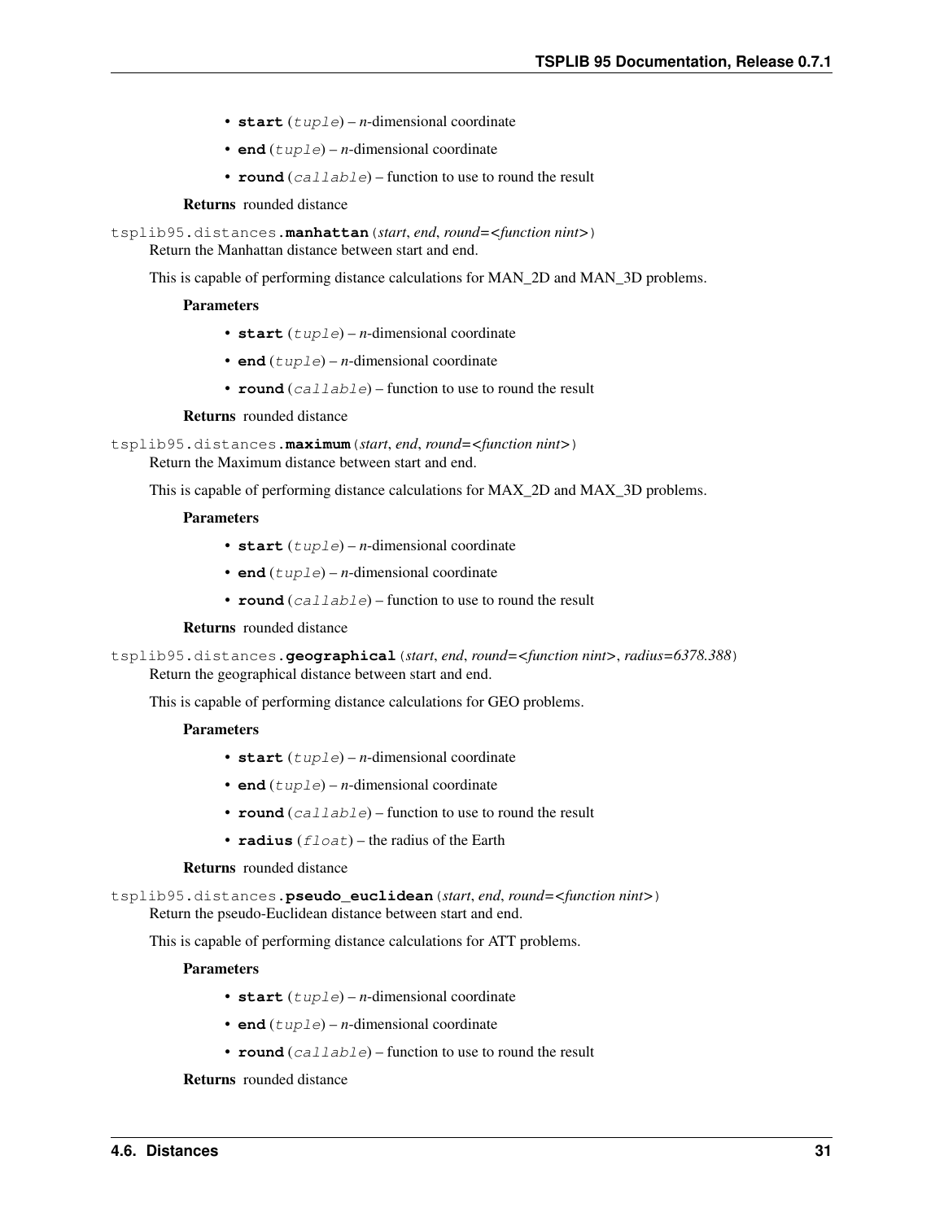- **start** (*tuple*) – *n*-dimensional coordinate
- **end** (*tuple*) – *n*-dimensional coordinate
- **round** (*callable*) – function to use to round the result

**Returns** rounded distance

tsplib95.distances.**manhattan**(*start*, *end*, *round=<function nint>*)

Return the Manhattan distance between start and end.

This is capable of performing distance calculations for MAN_2D and MAN_3D problems.

**Parameters**

- **start** (*tuple*) – *n*-dimensional coordinate
- **end** (*tuple*) – *n*-dimensional coordinate
- **round** (*callable*) – function to use to round the result

**Returns** rounded distance

tsplib95.distances.**maximum**(*start*, *end*, *round=<function nint>*)

Return the Maximum distance between start and end.

This is capable of performing distance calculations for MAX_2D and MAX_3D problems.

**Parameters**

- **start** (*tuple*) – *n*-dimensional coordinate
- **end** (*tuple*) – *n*-dimensional coordinate
- **round** (*callable*) – function to use to round the result

**Returns** rounded distance

tsplib95.distances.**geographical**(*start*, *end*, *round=<function nint>*, *radius=6378.388*)

Return the geographical distance between start and end.

This is capable of performing distance calculations for GEO problems.

**Parameters**

- **start** (*tuple*) – *n*-dimensional coordinate
- **end** (*tuple*) – *n*-dimensional coordinate
- **round** (*callable*) – function to use to round the result
- **radius** (*float*) – the radius of the Earth

**Returns** rounded distance

tsplib95.distances.**pseudo_euclidean**(*start*, *end*, *round=<function nint>*)

Return the pseudo-Euclidean distance between start and end.

This is capable of performing distance calculations for ATT problems.

**Parameters**

- **start** (*tuple*) – *n*-dimensional coordinate
- **end** (*tuple*) – *n*-dimensional coordinate
- **round** (*callable*) – function to use to round the result

**Returns** rounded distance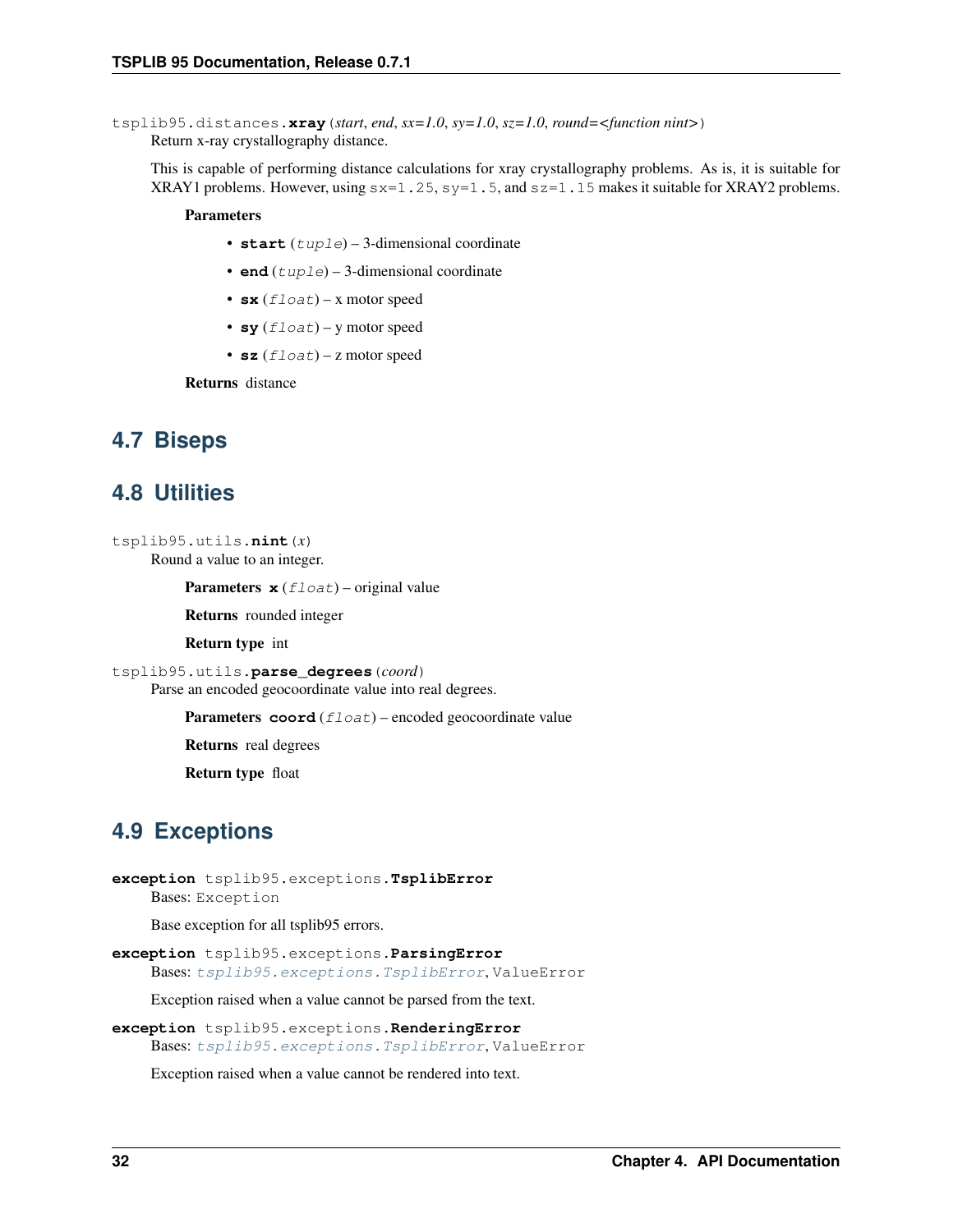tsplib95.distances.**xray**(*start*, *end*, *sx=1.0*, *sy=1.0*, *sz=1.0*, *round=<function nint>*)

Return x-ray crystallography distance.

This is capable of performing distance calculations for xray crystallography problems. As is, it is suitable for XRAY1 problems. However, using `sx=1.25`, `sy=1.5`, and `sz=1.15` makes it suitable for XRAY2 problems.

**Parameters**

- **start** (*tuple*) – 3-dimensional coordinate
- **end** (*tuple*) – 3-dimensional coordinate
- **sx** (*float*) – x motor speed
- **sy** (*float*) – y motor speed
- **sz** (*float*) – z motor speed

**Returns** distance

## 4.7 Biseps

## 4.8 Utilities

tsplib95.utils.**nint**(*x*)

Round a value to an integer.

**Parameters** **x** (*float*) – original value

**Returns** rounded integer

**Return type** int

tsplib95.utils.**parse_degrees**(*coord*)

Parse an encoded geocoordinate value into real degrees.

**Parameters** **coord** (*float*) – encoded geocoordinate value

**Returns** real degrees

**Return type** float

## 4.9 Exceptions

**exception** tsplib95.exceptions.**TsplibError**

Bases: `Exception`

Base exception for all tsplib95 errors.

**exception** tsplib95.exceptions.**ParsingError**

Bases: *tsplib95.exceptions.TsplibError*, `ValueError`

Exception raised when a value cannot be parsed from the text.

**exception** tsplib95.exceptions.**RenderingError**

Bases: *tsplib95.exceptions.TsplibError*, `ValueError`

Exception raised when a value cannot be rendered into text.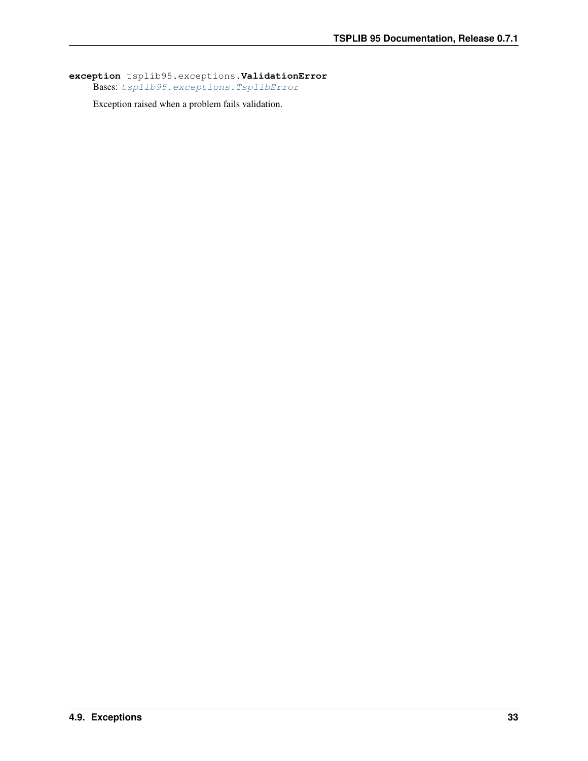**exception** tsplib95.exceptions.**ValidationError**

Bases: *tsplib95.exceptions.TsplibError*

Exception raised when a problem fails validation.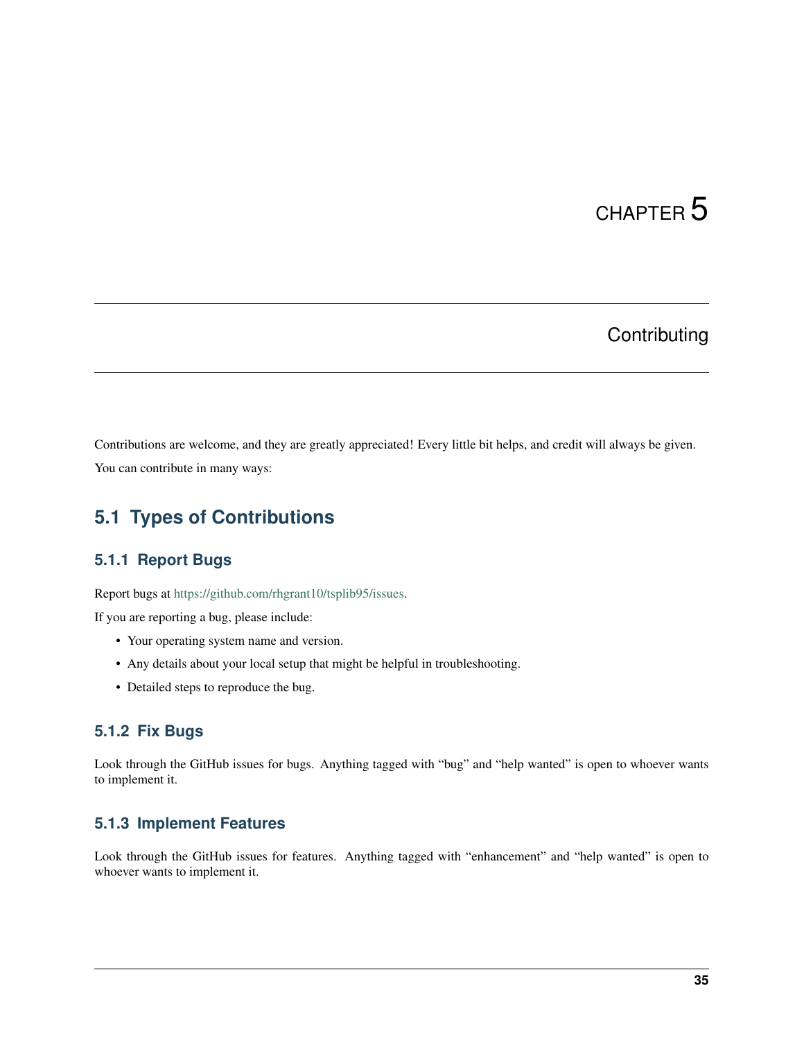# CHAPTER 5

# Contributing

Contributions are welcome, and they are greatly appreciated! Every little bit helps, and credit will always be given.

You can contribute in many ways:

## 5.1 Types of Contributions

### 5.1.1 Report Bugs

Report bugs at https://github.com/rhgrant10/tsplib95/issues.

If you are reporting a bug, please include:

- Your operating system name and version.
- Any details about your local setup that might be helpful in troubleshooting.
- Detailed steps to reproduce the bug.

### 5.1.2 Fix Bugs

Look through the GitHub issues for bugs. Anything tagged with "bug" and "help wanted" is open to whoever wants to implement it.

### 5.1.3 Implement Features

Look through the GitHub issues for features. Anything tagged with "enhancement" and "help wanted" is open to whoever wants to implement it.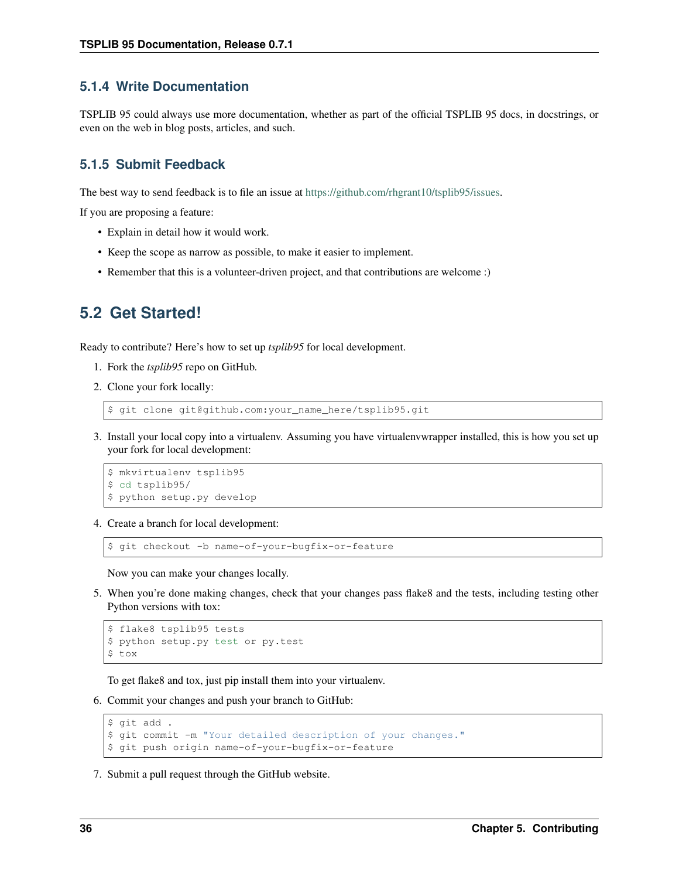### 5.1.4 Write Documentation

TSPLIB 95 could always use more documentation, whether as part of the official TSPLIB 95 docs, in docstrings, or even on the web in blog posts, articles, and such.

### 5.1.5 Submit Feedback

The best way to send feedback is to file an issue at https://github.com/rhgrant10/tsplib95/issues.

If you are proposing a feature:

- Explain in detail how it would work.
- Keep the scope as narrow as possible, to make it easier to implement.
- Remember that this is a volunteer-driven project, and that contributions are welcome :)

## 5.2 Get Started!

Ready to contribute? Here's how to set up *tsplib95* for local development.

1. Fork the *tsplib95* repo on GitHub.
2. Clone your fork locally:

```
$ git clone git@github.com:your_name_here/tsplib95.git
```

3. Install your local copy into a virtualenv. Assuming you have virtualenvwrapper installed, this is how you set up your fork for local development:

```
$ mkvirtualenv tsplib95
$ cd tsplib95/
$ python setup.py develop
```

4. Create a branch for local development:

```
$ git checkout -b name-of-your-bugfix-or-feature
```

   Now you can make your changes locally.

5. When you're done making changes, check that your changes pass flake8 and the tests, including testing other Python versions with tox:

```
$ flake8 tsplib95 tests
$ python setup.py test or py.test
$ tox
```

   To get flake8 and tox, just pip install them into your virtualenv.

6. Commit your changes and push your branch to GitHub:

```
$ git add .
$ git commit -m "Your detailed description of your changes."
$ git push origin name-of-your-bugfix-or-feature
```

7. Submit a pull request through the GitHub website.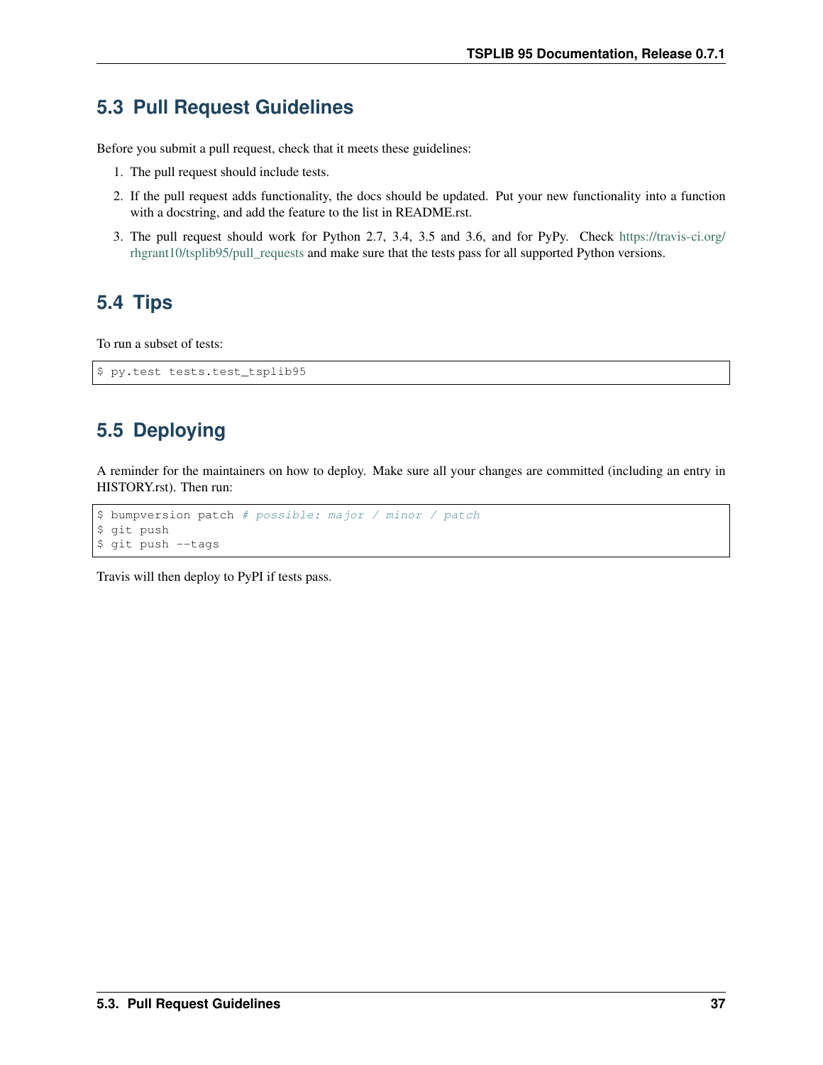## 5.3 Pull Request Guidelines

Before you submit a pull request, check that it meets these guidelines:

1. The pull request should include tests.
2. If the pull request adds functionality, the docs should be updated. Put your new functionality into a function with a docstring, and add the feature to the list in README.rst.
3. The pull request should work for Python 2.7, 3.4, 3.5 and 3.6, and for PyPy. Check https://travis-ci.org/rhgrant10/tsplib95/pull_requests and make sure that the tests pass for all supported Python versions.

## 5.4 Tips

To run a subset of tests:

```
$ py.test tests.test_tsplib95
```

## 5.5 Deploying

A reminder for the maintainers on how to deploy. Make sure all your changes are committed (including an entry in HISTORY.rst). Then run:

```
$ bumpversion patch # possible: major / minor / patch
$ git push
$ git push --tags
```

Travis will then deploy to PyPI if tests pass.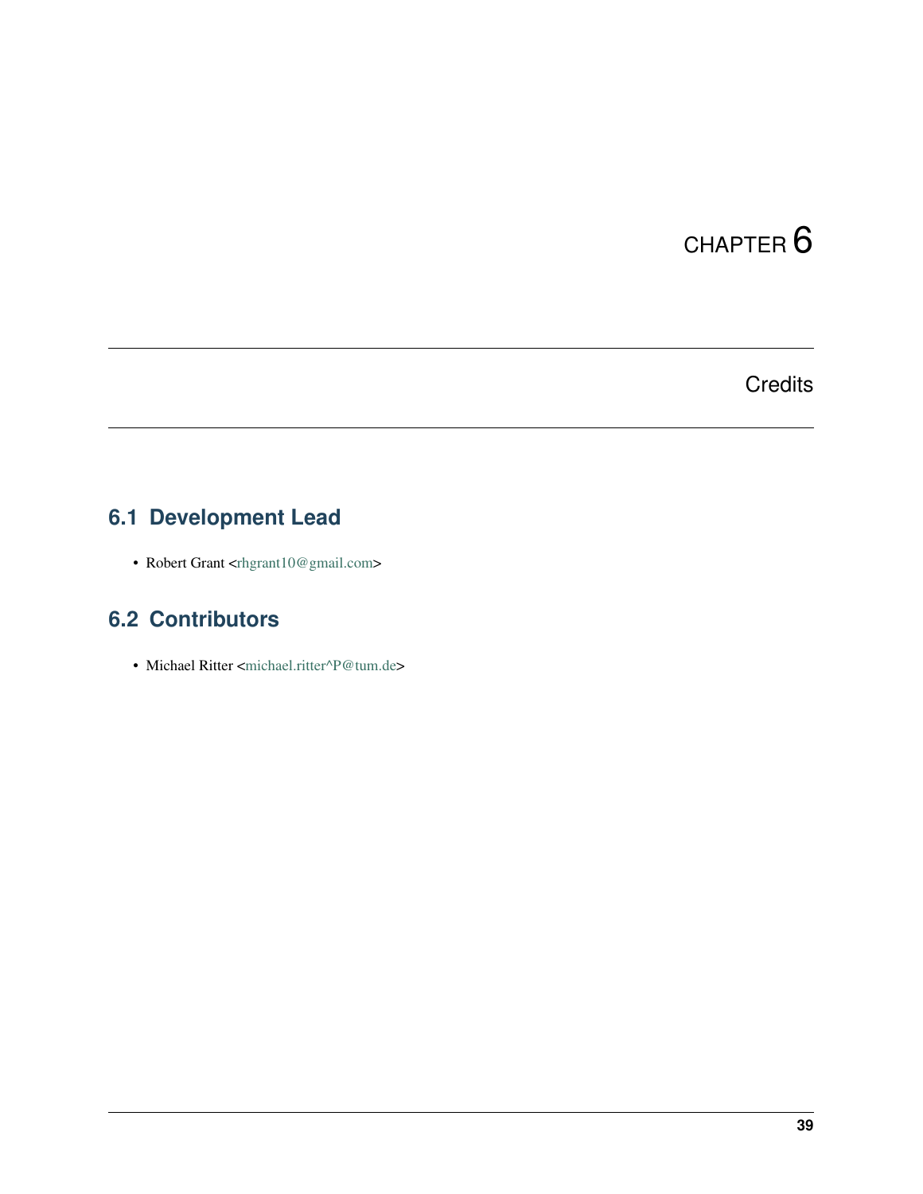# CHAPTER 6

## Credits

### 6.1 Development Lead

- Robert Grant <rhgrant10@gmail.com>

### 6.2 Contributors

- Michael Ritter <michael.ritter^P@tum.de>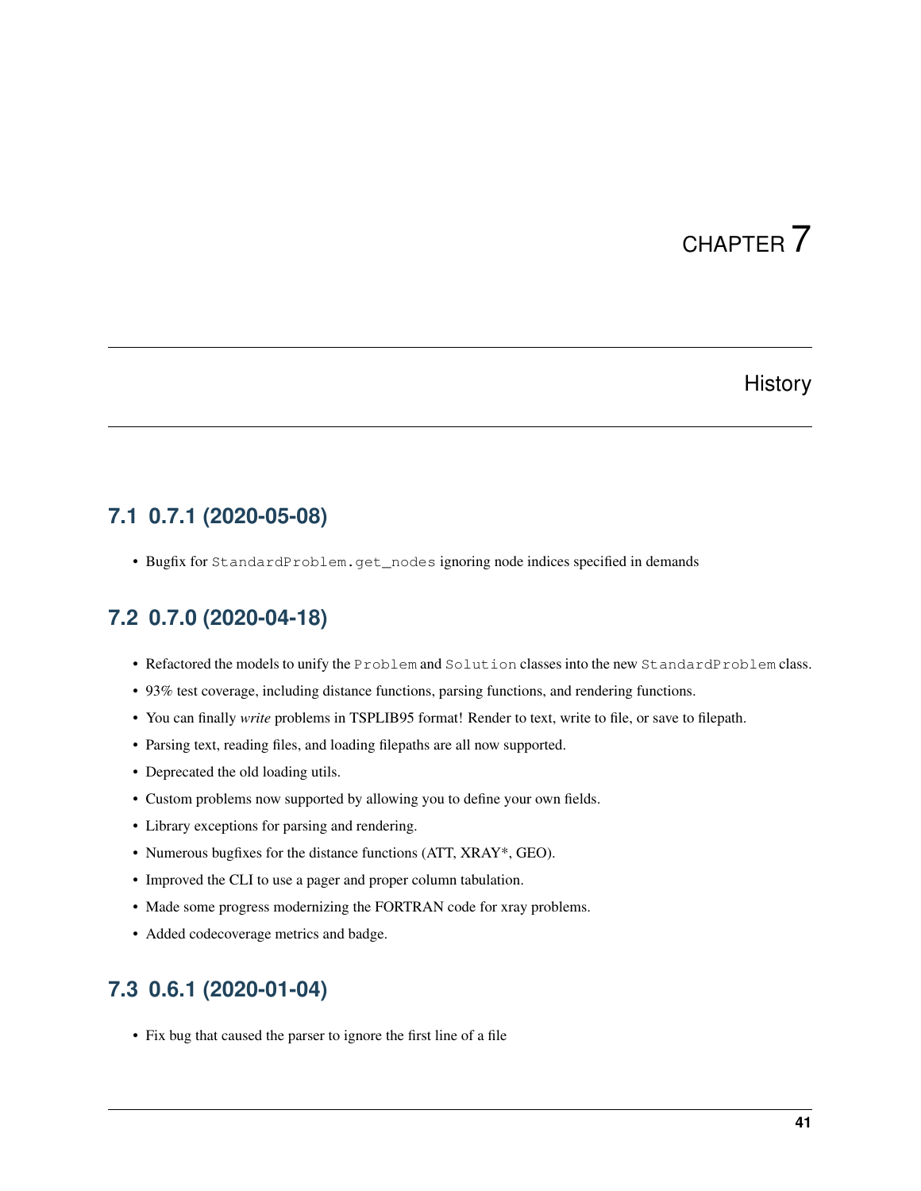# CHAPTER 7

# History

## 7.1 0.7.1 (2020-05-08)

- Bugfix for `StandardProblem.get_nodes` ignoring node indices specified in demands

## 7.2 0.7.0 (2020-04-18)

- Refactored the models to unify the `Problem` and `Solution` classes into the new `StandardProblem` class.
- 93% test coverage, including distance functions, parsing functions, and rendering functions.
- You can finally *write* problems in TSPLIB95 format! Render to text, write to file, or save to filepath.
- Parsing text, reading files, and loading filepaths are all now supported.
- Deprecated the old loading utils.
- Custom problems now supported by allowing you to define your own fields.
- Library exceptions for parsing and rendering.
- Numerous bugfixes for the distance functions (ATT, XRAY*, GEO).
- Improved the CLI to use a pager and proper column tabulation.
- Made some progress modernizing the FORTRAN code for xray problems.
- Added codecoverage metrics and badge.

## 7.3 0.6.1 (2020-01-04)

- Fix bug that caused the parser to ignore the first line of a file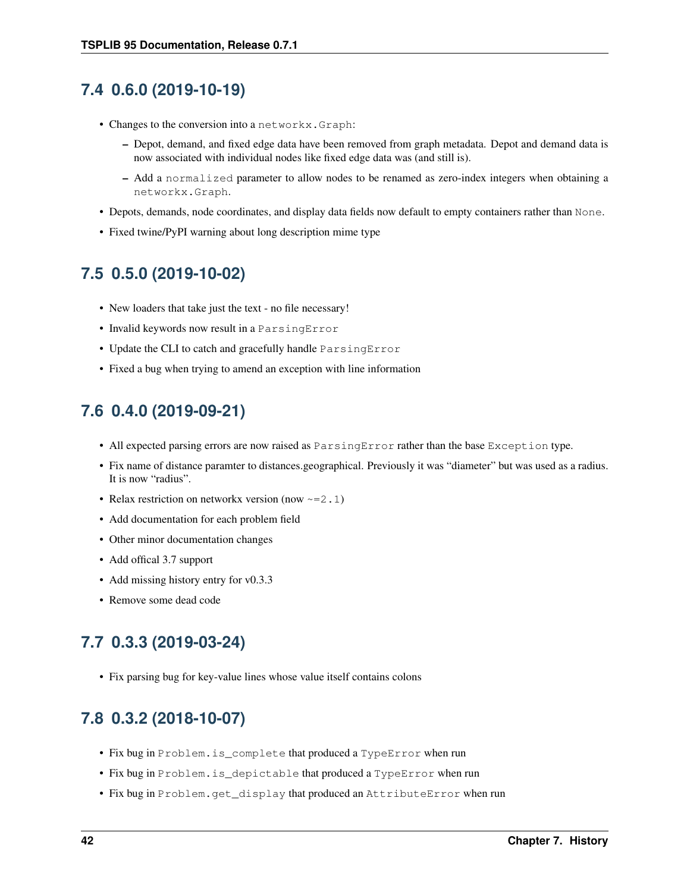## 7.4 0.6.0 (2019-10-19)

- Changes to the conversion into a `networkx.Graph`:
  - Depot, demand, and fixed edge data have been removed from graph metadata. Depot and demand data is now associated with individual nodes like fixed edge data was (and still is).
  - Add a `normalized` parameter to allow nodes to be renamed as zero-index integers when obtaining a `networkx.Graph`.
- Depots, demands, node coordinates, and display data fields now default to empty containers rather than `None`.
- Fixed twine/PyPI warning about long description mime type

## 7.5 0.5.0 (2019-10-02)

- New loaders that take just the text - no file necessary!
- Invalid keywords now result in a `ParsingError`
- Update the CLI to catch and gracefully handle `ParsingError`
- Fixed a bug when trying to amend an exception with line information

## 7.6 0.4.0 (2019-09-21)

- All expected parsing errors are now raised as `ParsingError` rather than the base `Exception` type.
- Fix name of distance paramter to distances.geographical. Previously it was "diameter" but was used as a radius. It is now "radius".
- Relax restriction on networkx version (now `~=2.1`)
- Add documentation for each problem field
- Other minor documentation changes
- Add offical 3.7 support
- Add missing history entry for v0.3.3
- Remove some dead code

## 7.7 0.3.3 (2019-03-24)

- Fix parsing bug for key-value lines whose value itself contains colons

## 7.8 0.3.2 (2018-10-07)

- Fix bug in `Problem.is_complete` that produced a `TypeError` when run
- Fix bug in `Problem.is_depictable` that produced a `TypeError` when run
- Fix bug in `Problem.get_display` that produced an `AttributeError` when run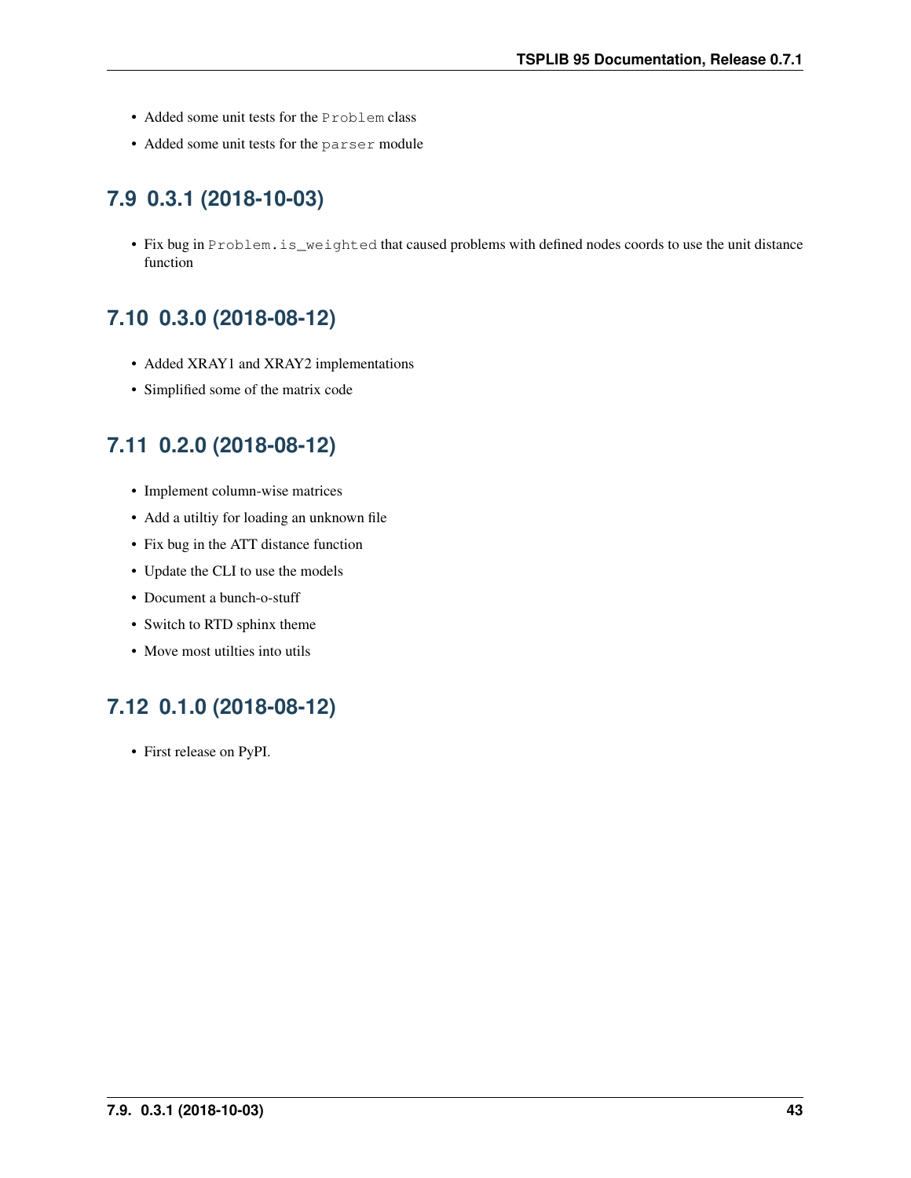- Added some unit tests for the `Problem` class
- Added some unit tests for the `parser` module

## 7.9 0.3.1 (2018-10-03)

- Fix bug in `Problem.is_weighted` that caused problems with defined nodes coords to use the unit distance function

## 7.10 0.3.0 (2018-08-12)

- Added XRAY1 and XRAY2 implementations
- Simplified some of the matrix code

## 7.11 0.2.0 (2018-08-12)

- Implement column-wise matrices
- Add a utiltiy for loading an unknown file
- Fix bug in the ATT distance function
- Update the CLI to use the models
- Document a bunch-o-stuff
- Switch to RTD sphinx theme
- Move most utilties into utils

## 7.12 0.1.0 (2018-08-12)

- First release on PyPI.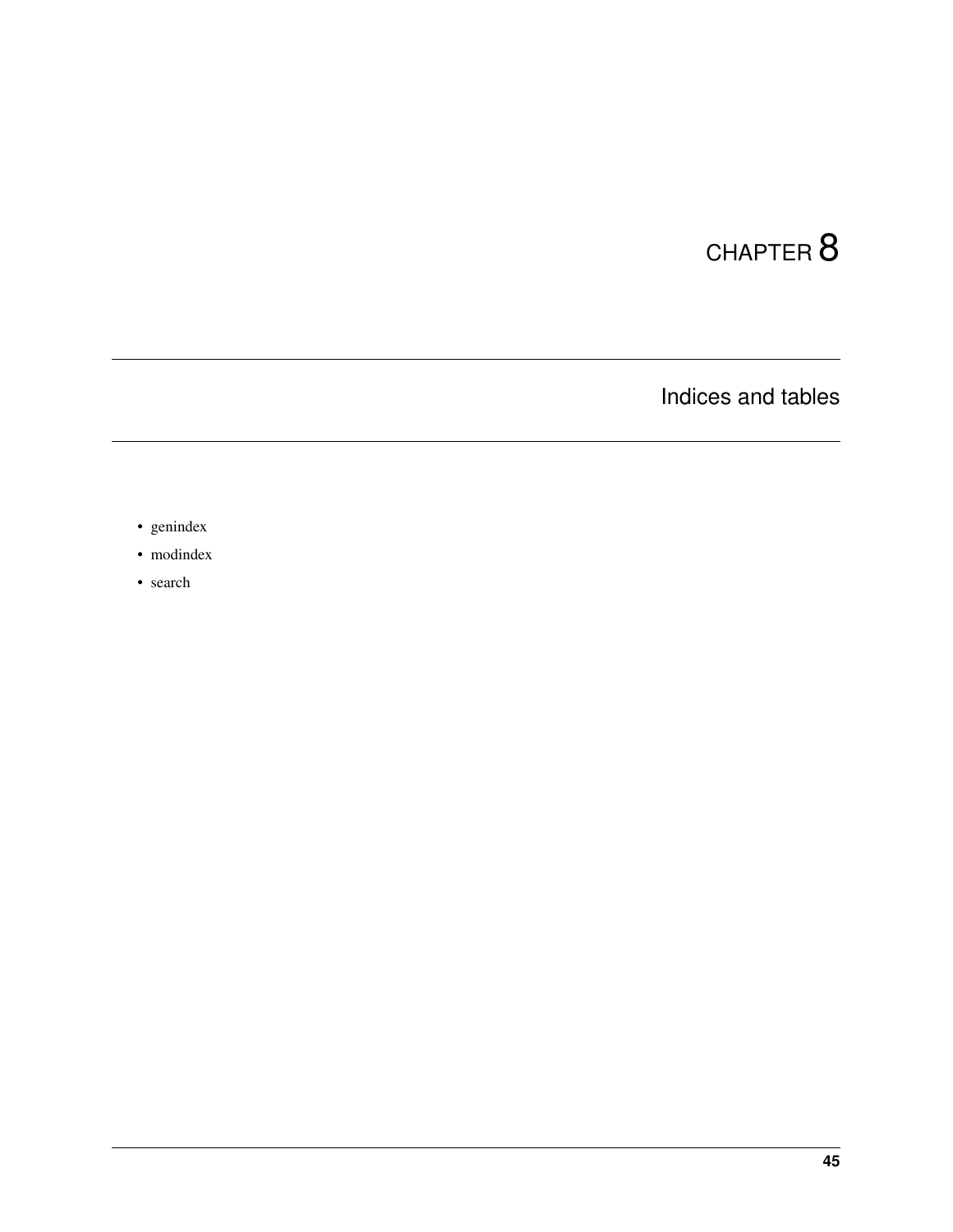# CHAPTER 8

## Indices and tables

- genindex
- modindex
- search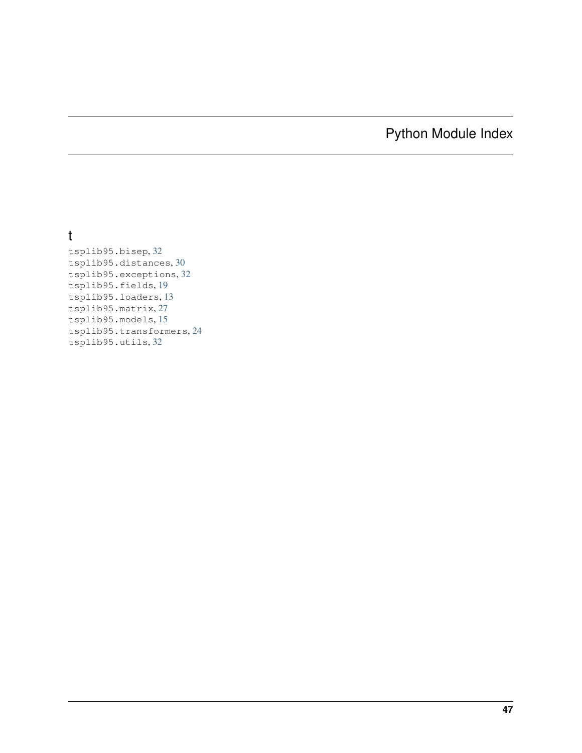# Python Module Index

## t

tsplib95.bisep, 32
tsplib95.distances, 30
tsplib95.exceptions, 32
tsplib95.fields, 19
tsplib95.loaders, 13
tsplib95.matrix, 27
tsplib95.models, 15
tsplib95.transformers, 24
tsplib95.utils, 32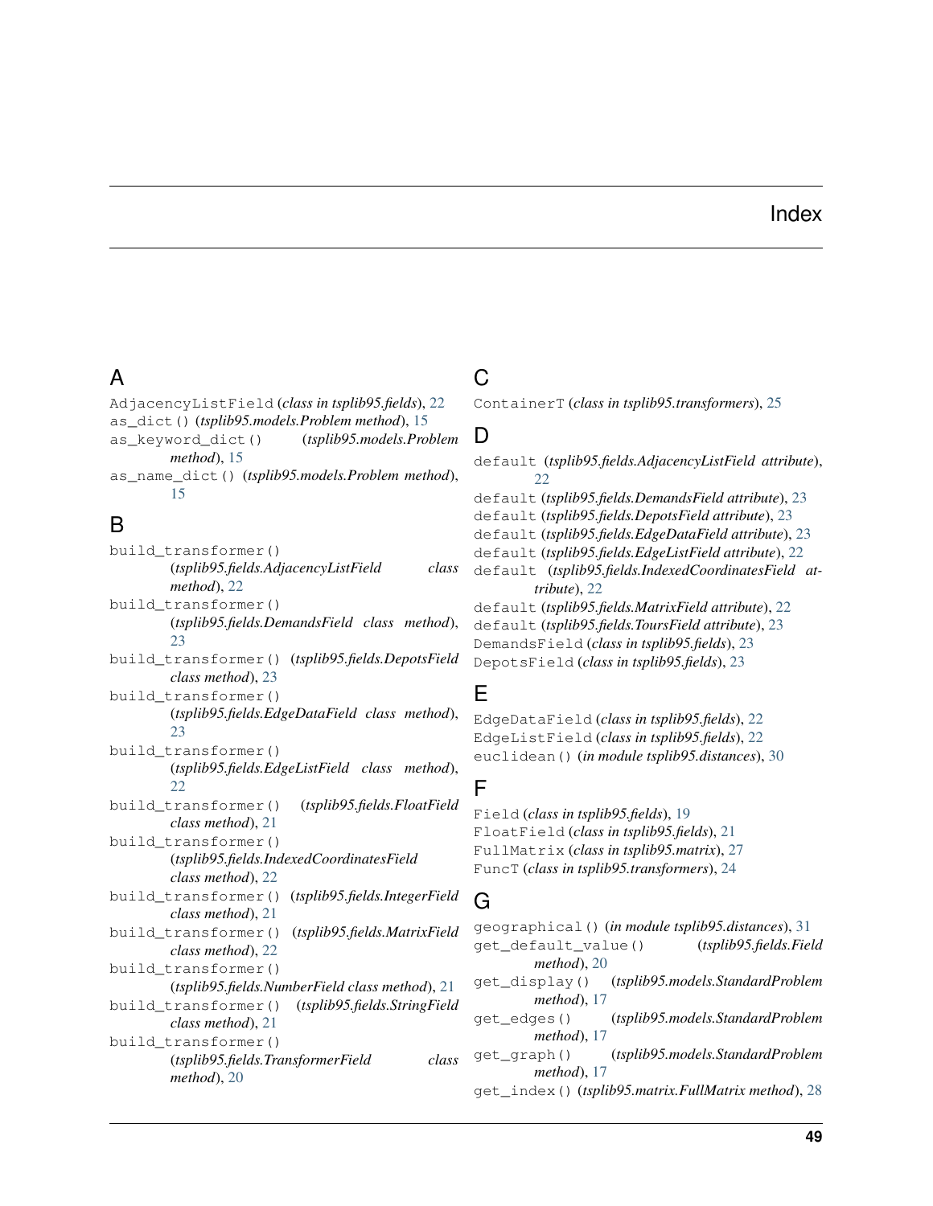# Index

## A

`AdjacencyListField` (*class in tsplib95.fields*), 22
`as_dict()` (*tsplib95.models.Problem method*), 15
`as_keyword_dict()` (*tsplib95.models.Problem method*), 15
`as_name_dict()` (*tsplib95.models.Problem method*), 15

## B

`build_transformer()` (*tsplib95.fields.AdjacencyListField class method*), 22
`build_transformer()` (*tsplib95.fields.DemandsField class method*), 23
`build_transformer()` (*tsplib95.fields.DepotsField class method*), 23
`build_transformer()` (*tsplib95.fields.EdgeDataField class method*), 23
`build_transformer()` (*tsplib95.fields.EdgeListField class method*), 22
`build_transformer()` (*tsplib95.fields.FloatField class method*), 21
`build_transformer()` (*tsplib95.fields.IndexedCoordinatesField class method*), 22
`build_transformer()` (*tsplib95.fields.IntegerField class method*), 21
`build_transformer()` (*tsplib95.fields.MatrixField class method*), 22
`build_transformer()` (*tsplib95.fields.NumberField class method*), 21
`build_transformer()` (*tsplib95.fields.StringField class method*), 21
`build_transformer()` (*tsplib95.fields.TransformerField class method*), 20

## C

`ContainerT` (*class in tsplib95.transformers*), 25

## D

`default` (*tsplib95.fields.AdjacencyListField attribute*), 22
`default` (*tsplib95.fields.DemandsField attribute*), 23
`default` (*tsplib95.fields.DepotsField attribute*), 23
`default` (*tsplib95.fields.EdgeDataField attribute*), 23
`default` (*tsplib95.fields.EdgeListField attribute*), 22
`default` (*tsplib95.fields.IndexedCoordinatesField attribute*), 22
`default` (*tsplib95.fields.MatrixField attribute*), 22
`default` (*tsplib95.fields.ToursField attribute*), 23
`DemandsField` (*class in tsplib95.fields*), 23
`DepotsField` (*class in tsplib95.fields*), 23

## E

`EdgeDataField` (*class in tsplib95.fields*), 22
`EdgeListField` (*class in tsplib95.fields*), 22
`euclidean()` (*in module tsplib95.distances*), 30

## F

`Field` (*class in tsplib95.fields*), 19
`FloatField` (*class in tsplib95.fields*), 21
`FullMatrix` (*class in tsplib95.matrix*), 27
`FuncT` (*class in tsplib95.transformers*), 24

## G

`geographical()` (*in module tsplib95.distances*), 31
`get_default_value()` (*tsplib95.fields.Field method*), 20
`get_display()` (*tsplib95.models.StandardProblem method*), 17
`get_edges()` (*tsplib95.models.StandardProblem method*), 17
`get_graph()` (*tsplib95.models.StandardProblem method*), 17
`get_index()` (*tsplib95.matrix.FullMatrix method*), 28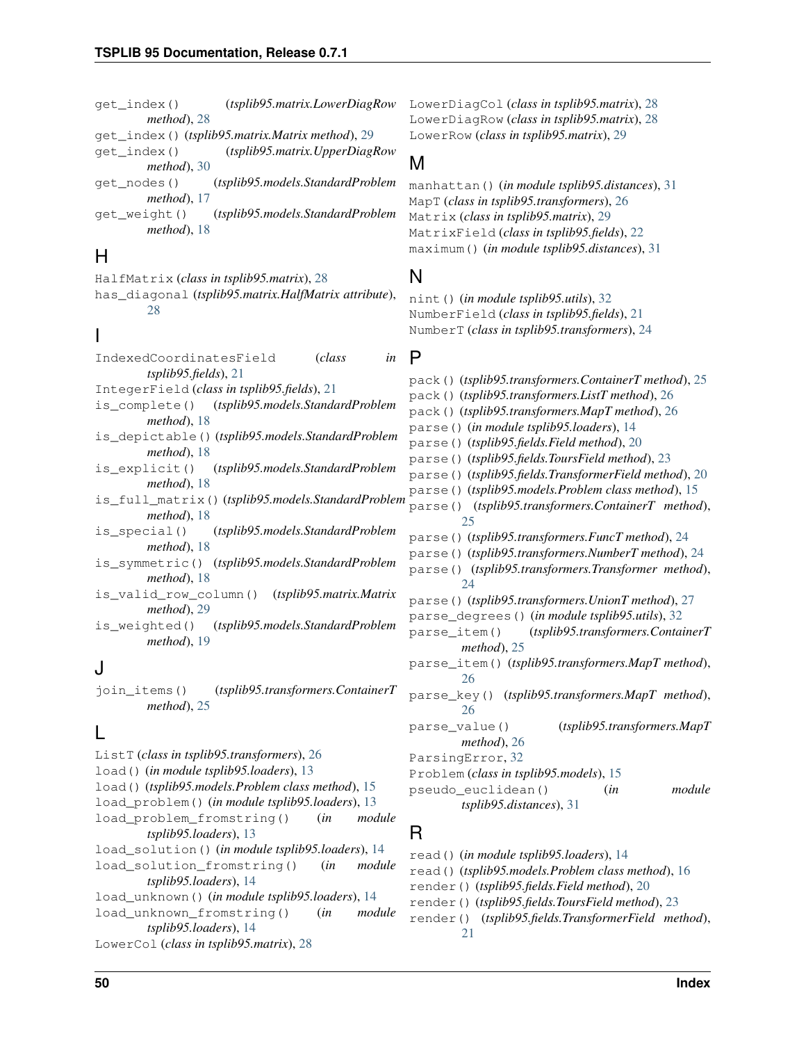get_index() (*tsplib95.matrix.LowerDiagRow method*), 28
get_index() (*tsplib95.matrix.Matrix method*), 29
get_index() (*tsplib95.matrix.UpperDiagRow method*), 30
get_nodes() (*tsplib95.models.StandardProblem method*), 17
get_weight() (*tsplib95.models.StandardProblem method*), 18

## H

HalfMatrix (*class in tsplib95.matrix*), 28
has_diagonal (*tsplib95.matrix.HalfMatrix attribute*), 28

## I

IndexedCoordinatesField (*class in tsplib95.fields*), 21
IntegerField (*class in tsplib95.fields*), 21
is_complete() (*tsplib95.models.StandardProblem method*), 18
is_depictable() (*tsplib95.models.StandardProblem method*), 18
is_explicit() (*tsplib95.models.StandardProblem method*), 18
is_full_matrix() (*tsplib95.models.StandardProblem method*), 18
is_special() (*tsplib95.models.StandardProblem method*), 18
is_symmetric() (*tsplib95.models.StandardProblem method*), 18
is_valid_row_column() (*tsplib95.matrix.Matrix method*), 29
is_weighted() (*tsplib95.models.StandardProblem method*), 19

## J

join_items() (*tsplib95.transformers.ContainerT method*), 25

## L

ListT (*class in tsplib95.transformers*), 26
load() (*in module tsplib95.loaders*), 13
load() (*tsplib95.models.Problem class method*), 15
load_problem() (*in module tsplib95.loaders*), 13
load_problem_fromstring() (*in module tsplib95.loaders*), 13
load_solution() (*in module tsplib95.loaders*), 14
load_solution_fromstring() (*in module tsplib95.loaders*), 14
load_unknown() (*in module tsplib95.loaders*), 14
load_unknown_fromstring() (*in module tsplib95.loaders*), 14
LowerCol (*class in tsplib95.matrix*), 28
LowerDiagCol (*class in tsplib95.matrix*), 28
LowerDiagRow (*class in tsplib95.matrix*), 28
LowerRow (*class in tsplib95.matrix*), 29

## M

manhattan() (*in module tsplib95.distances*), 31
MapT (*class in tsplib95.transformers*), 26
Matrix (*class in tsplib95.matrix*), 29
MatrixField (*class in tsplib95.fields*), 22
maximum() (*in module tsplib95.distances*), 31

## N

nint() (*in module tsplib95.utils*), 32
NumberField (*class in tsplib95.fields*), 21
NumberT (*class in tsplib95.transformers*), 24

## P

pack() (*tsplib95.transformers.ContainerT method*), 25
pack() (*tsplib95.transformers.ListT method*), 26
pack() (*tsplib95.transformers.MapT method*), 26
parse() (*in module tsplib95.loaders*), 14
parse() (*tsplib95.fields.Field method*), 20
parse() (*tsplib95.fields.ToursField method*), 23
parse() (*tsplib95.fields.TransformerField method*), 20
parse() (*tsplib95.models.Problem class method*), 15
parse() (*tsplib95.transformers.ContainerT method*), 25
parse() (*tsplib95.transformers.FuncT method*), 24
parse() (*tsplib95.transformers.NumberT method*), 24
parse() (*tsplib95.transformers.Transformer method*), 24
parse() (*tsplib95.transformers.UnionT method*), 27
parse_degrees() (*in module tsplib95.utils*), 32
parse_item() (*tsplib95.transformers.ContainerT method*), 25
parse_item() (*tsplib95.transformers.MapT method*), 26
parse_key() (*tsplib95.transformers.MapT method*), 26
parse_value() (*tsplib95.transformers.MapT method*), 26
ParsingError, 32
Problem (*class in tsplib95.models*), 15
pseudo_euclidean() (*in module tsplib95.distances*), 31

## R

read() (*in module tsplib95.loaders*), 14
read() (*tsplib95.models.Problem class method*), 16
render() (*tsplib95.fields.Field method*), 20
render() (*tsplib95.fields.ToursField method*), 23
render() (*tsplib95.fields.TransformerField method*), 21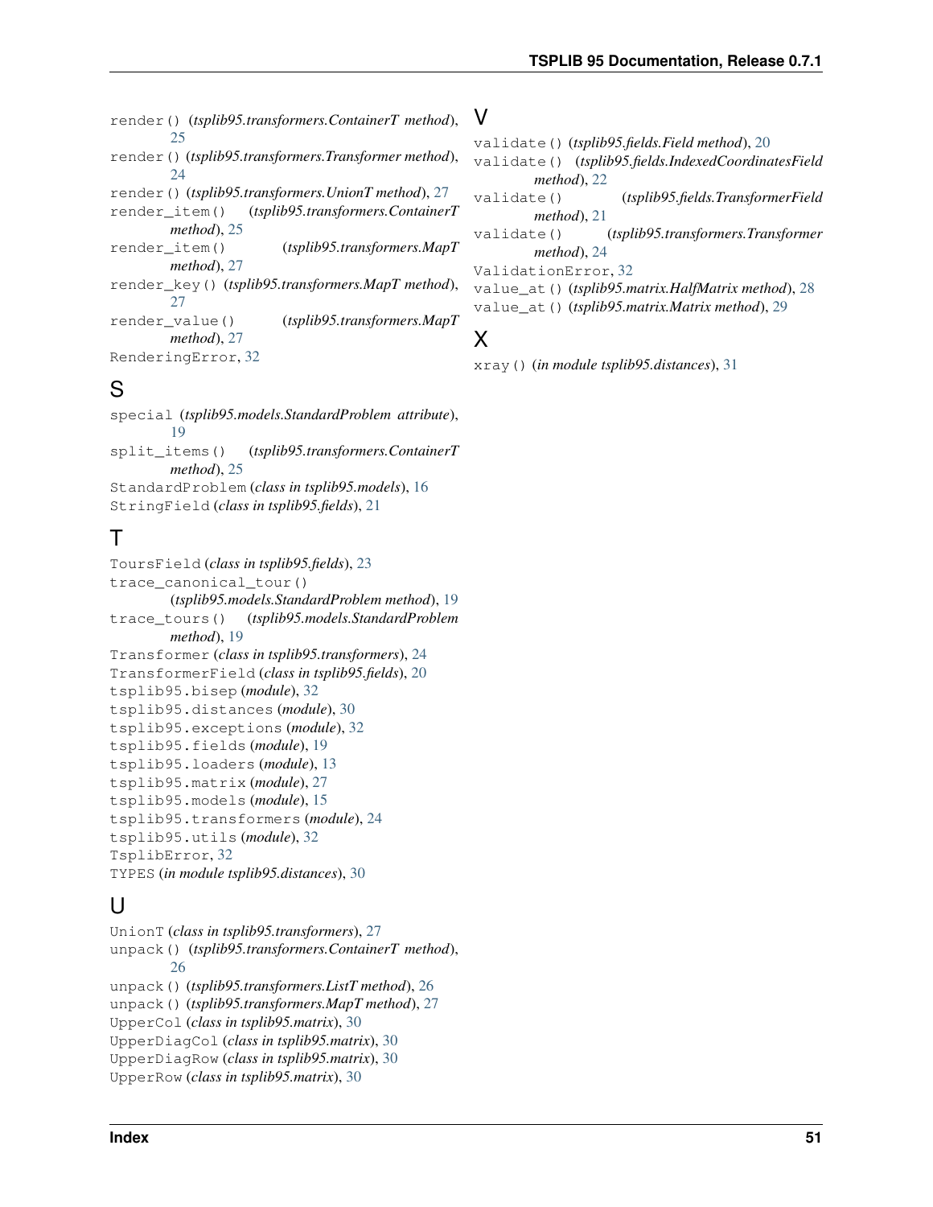render() (*tsplib95.transformers.ContainerT method*), 25
render() (*tsplib95.transformers.Transformer method*), 24
render() (*tsplib95.transformers.UnionT method*), 27
render_item() (*tsplib95.transformers.ContainerT method*), 25
render_item() (*tsplib95.transformers.MapT method*), 27
render_key() (*tsplib95.transformers.MapT method*), 27
render_value() (*tsplib95.transformers.MapT method*), 27
RenderingError, 32

## S

special (*tsplib95.models.StandardProblem attribute*), 19
split_items() (*tsplib95.transformers.ContainerT method*), 25
StandardProblem (*class in tsplib95.models*), 16
StringField (*class in tsplib95.fields*), 21

## T

ToursField (*class in tsplib95.fields*), 23
trace_canonical_tour() (*tsplib95.models.StandardProblem method*), 19
trace_tours() (*tsplib95.models.StandardProblem method*), 19
Transformer (*class in tsplib95.transformers*), 24
TransformerField (*class in tsplib95.fields*), 20
tsplib95.bisep (*module*), 32
tsplib95.distances (*module*), 30
tsplib95.exceptions (*module*), 32
tsplib95.fields (*module*), 19
tsplib95.loaders (*module*), 13
tsplib95.matrix (*module*), 27
tsplib95.models (*module*), 15
tsplib95.transformers (*module*), 24
tsplib95.utils (*module*), 32
TsplibError, 32
TYPES (*in module tsplib95.distances*), 30

## U

UnionT (*class in tsplib95.transformers*), 27
unpack() (*tsplib95.transformers.ContainerT method*), 26
unpack() (*tsplib95.transformers.ListT method*), 26
unpack() (*tsplib95.transformers.MapT method*), 27
UpperCol (*class in tsplib95.matrix*), 30
UpperDiagCol (*class in tsplib95.matrix*), 30
UpperDiagRow (*class in tsplib95.matrix*), 30
UpperRow (*class in tsplib95.matrix*), 30

## V

validate() (*tsplib95.fields.Field method*), 20
validate() (*tsplib95.fields.IndexedCoordinatesField method*), 22
validate() (*tsplib95.fields.TransformerField method*), 21
validate() (*tsplib95.transformers.Transformer method*), 24
ValidationError, 32
value_at() (*tsplib95.matrix.HalfMatrix method*), 28
value_at() (*tsplib95.matrix.Matrix method*), 29

## X

xray() (*in module tsplib95.distances*), 31